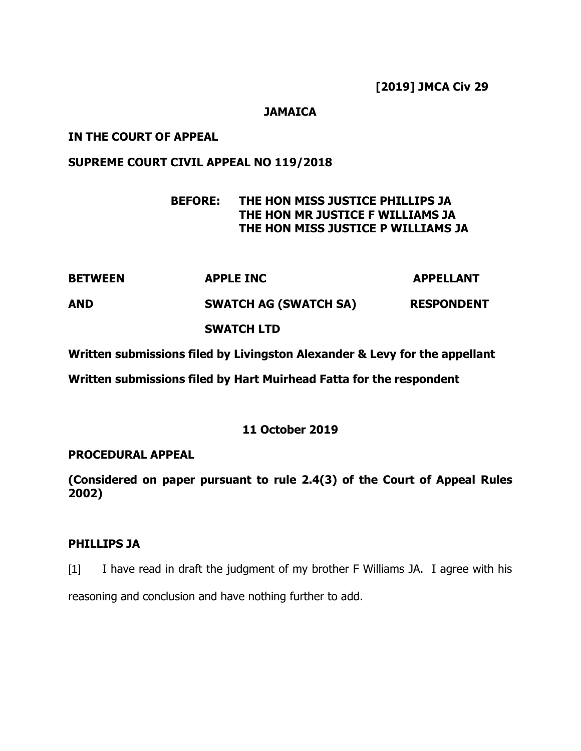**[2019] JMCA Civ 29**

**JAMAICA**

**IN THE COURT OF APPEAL**

**SUPREME COURT CIVIL APPEAL NO 119/2018**

**BEFORE: THE HON MISS JUSTICE PHILLIPS JA**
**THE HON MR JUSTICE F WILLIAMS JA**
**THE HON MISS JUSTICE P WILLIAMS JA**

| | | |
|---|---|---|
| **BETWEEN** | **APPLE INC** | **APPELLANT** |
| **AND** | **SWATCH AG (SWATCH SA)** | **RESPONDENT** |
| | **SWATCH LTD** | |

**Written submissions filed by Livingston Alexander & Levy for the appellant**

**Written submissions filed by Hart Muirhead Fatta for the respondent**

**11 October 2019**

**PROCEDURAL APPEAL**

**(Considered on paper pursuant to rule 2.4(3) of the Court of Appeal Rules 2002)**

**PHILLIPS JA**

[1] I have read in draft the judgment of my brother F Williams JA. I agree with his reasoning and conclusion and have nothing further to add.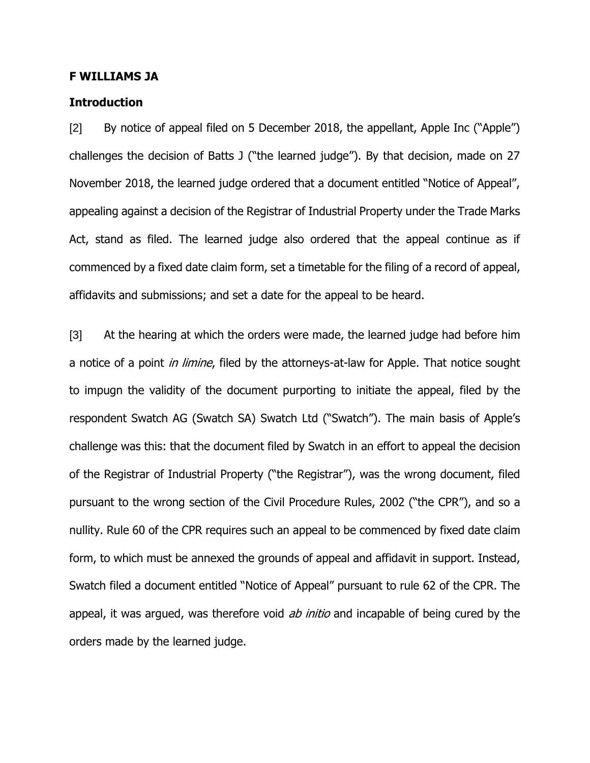**F WILLIAMS JA**

**Introduction**

[2] By notice of appeal filed on 5 December 2018, the appellant, Apple Inc ("Apple") challenges the decision of Batts J ("the learned judge"). By that decision, made on 27 November 2018, the learned judge ordered that a document entitled "Notice of Appeal", appealing against a decision of the Registrar of Industrial Property under the Trade Marks Act, stand as filed. The learned judge also ordered that the appeal continue as if commenced by a fixed date claim form, set a timetable for the filing of a record of appeal, affidavits and submissions; and set a date for the appeal to be heard.

[3] At the hearing at which the orders were made, the learned judge had before him a notice of a point *in limine*, filed by the attorneys-at-law for Apple. That notice sought to impugn the validity of the document purporting to initiate the appeal, filed by the respondent Swatch AG (Swatch SA) Swatch Ltd ("Swatch"). The main basis of Apple's challenge was this: that the document filed by Swatch in an effort to appeal the decision of the Registrar of Industrial Property ("the Registrar"), was the wrong document, filed pursuant to the wrong section of the Civil Procedure Rules, 2002 ("the CPR"), and so a nullity. Rule 60 of the CPR requires such an appeal to be commenced by fixed date claim form, to which must be annexed the grounds of appeal and affidavit in support. Instead, Swatch filed a document entitled "Notice of Appeal" pursuant to rule 62 of the CPR. The appeal, it was argued, was therefore void *ab initio* and incapable of being cured by the orders made by the learned judge.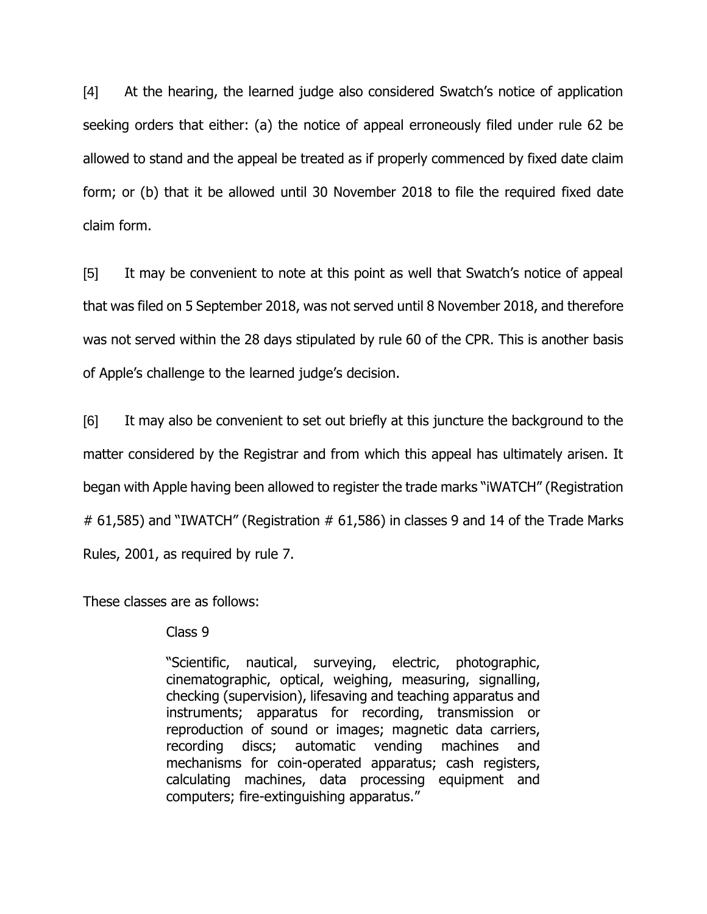[4] At the hearing, the learned judge also considered Swatch's notice of application seeking orders that either: (a) the notice of appeal erroneously filed under rule 62 be allowed to stand and the appeal be treated as if properly commenced by fixed date claim form; or (b) that it be allowed until 30 November 2018 to file the required fixed date claim form.

[5] It may be convenient to note at this point as well that Swatch's notice of appeal that was filed on 5 September 2018, was not served until 8 November 2018, and therefore was not served within the 28 days stipulated by rule 60 of the CPR. This is another basis of Apple's challenge to the learned judge's decision.

[6] It may also be convenient to set out briefly at this juncture the background to the matter considered by the Registrar and from which this appeal has ultimately arisen. It began with Apple having been allowed to register the trade marks "iWATCH" (Registration # 61,585) and "IWATCH" (Registration # 61,586) in classes 9 and 14 of the Trade Marks Rules, 2001, as required by rule 7.

These classes are as follows:

> Class 9
>
> "Scientific, nautical, surveying, electric, photographic, cinematographic, optical, weighing, measuring, signalling, checking (supervision), lifesaving and teaching apparatus and instruments; apparatus for recording, transmission or reproduction of sound or images; magnetic data carriers, recording discs; automatic vending machines and mechanisms for coin-operated apparatus; cash registers, calculating machines, data processing equipment and computers; fire-extinguishing apparatus."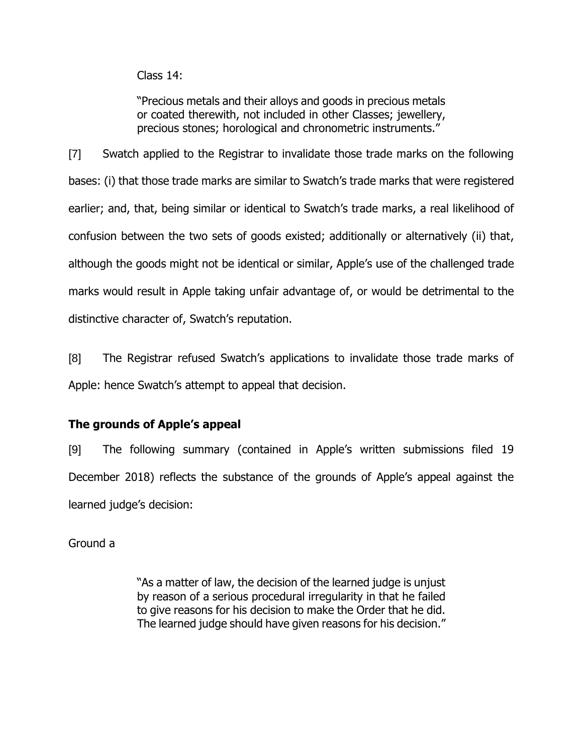Class 14:

> "Precious metals and their alloys and goods in precious metals or coated therewith, not included in other Classes; jewellery, precious stones; horological and chronometric instruments."

[7] Swatch applied to the Registrar to invalidate those trade marks on the following bases: (i) that those trade marks are similar to Swatch's trade marks that were registered earlier; and, that, being similar or identical to Swatch's trade marks, a real likelihood of confusion between the two sets of goods existed; additionally or alternatively (ii) that, although the goods might not be identical or similar, Apple's use of the challenged trade marks would result in Apple taking unfair advantage of, or would be detrimental to the distinctive character of, Swatch's reputation.

[8] The Registrar refused Swatch's applications to invalidate those trade marks of Apple: hence Swatch's attempt to appeal that decision.

## The grounds of Apple's appeal

[9] The following summary (contained in Apple's written submissions filed 19 December 2018) reflects the substance of the grounds of Apple's appeal against the learned judge's decision:

Ground a

> "As a matter of law, the decision of the learned judge is unjust by reason of a serious procedural irregularity in that he failed to give reasons for his decision to make the Order that he did. The learned judge should have given reasons for his decision."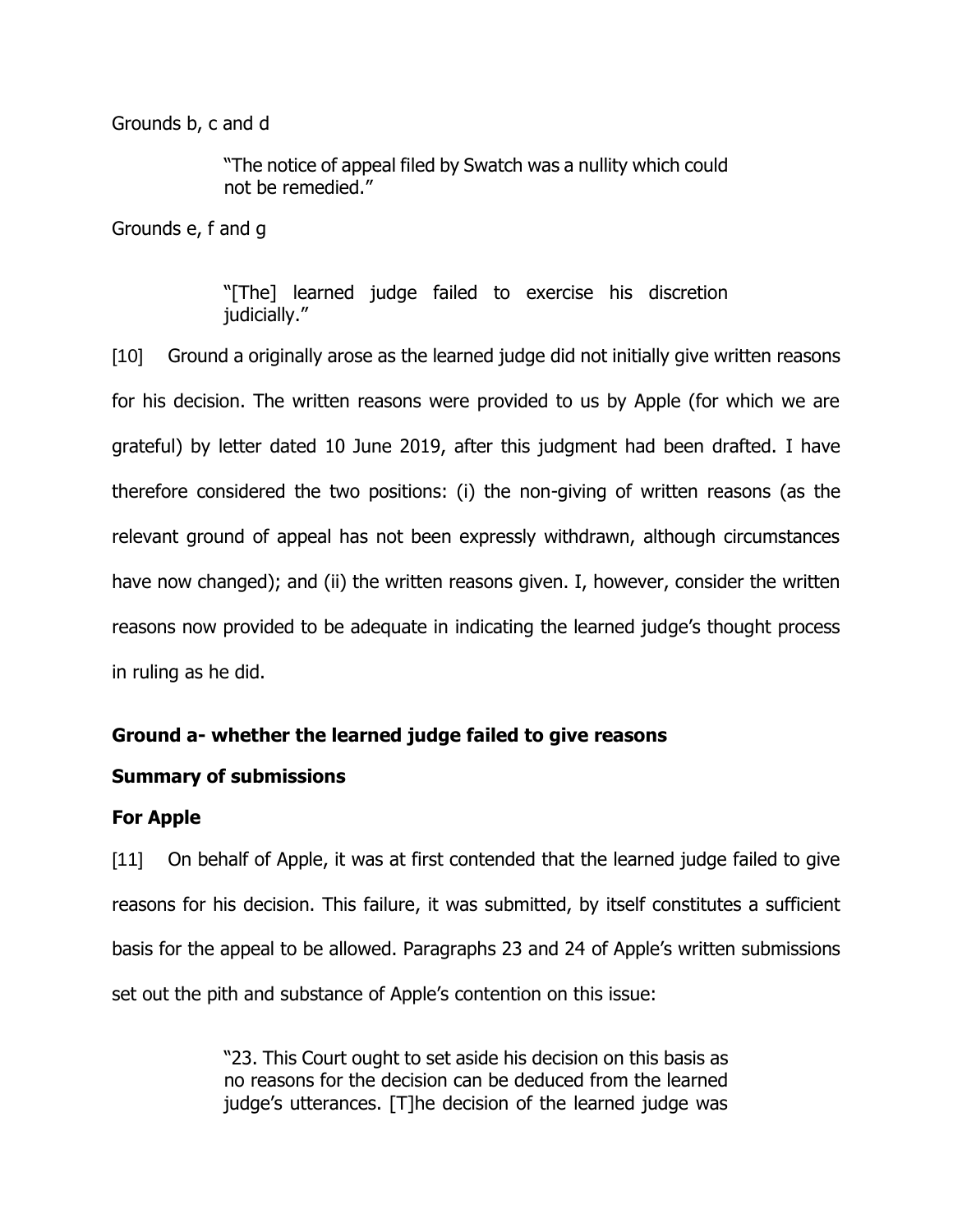Grounds b, c and d

> "The notice of appeal filed by Swatch was a nullity which could not be remedied."

Grounds e, f and g

> "[The] learned judge failed to exercise his discretion judicially."

[10] Ground a originally arose as the learned judge did not initially give written reasons for his decision. The written reasons were provided to us by Apple (for which we are grateful) by letter dated 10 June 2019, after this judgment had been drafted. I have therefore considered the two positions: (i) the non-giving of written reasons (as the relevant ground of appeal has not been expressly withdrawn, although circumstances have now changed); and (ii) the written reasons given. I, however, consider the written reasons now provided to be adequate in indicating the learned judge's thought process in ruling as he did.

**Ground a- whether the learned judge failed to give reasons**

**Summary of submissions**

**For Apple**

[11] On behalf of Apple, it was at first contended that the learned judge failed to give reasons for his decision. This failure, it was submitted, by itself constitutes a sufficient basis for the appeal to be allowed. Paragraphs 23 and 24 of Apple's written submissions set out the pith and substance of Apple's contention on this issue:

> "23. This Court ought to set aside his decision on this basis as no reasons for the decision can be deduced from the learned judge's utterances. [T]he decision of the learned judge was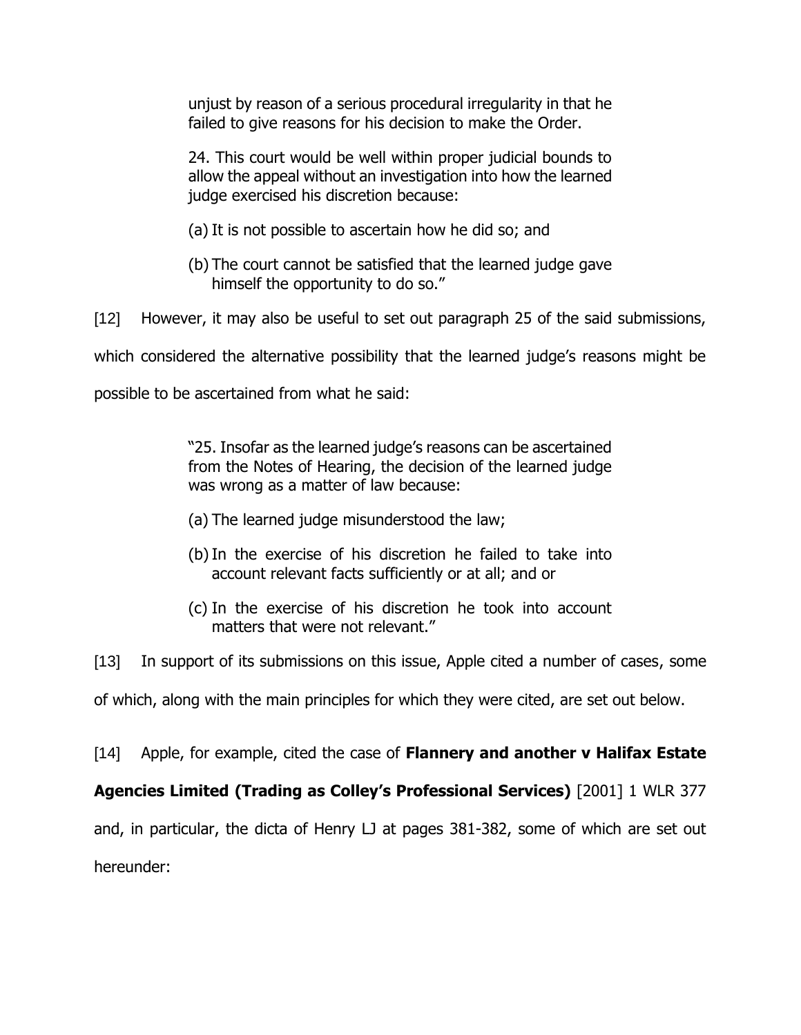> unjust by reason of a serious procedural irregularity in that he failed to give reasons for his decision to make the Order.
>
> 24. This court would be well within proper judicial bounds to allow the appeal without an investigation into how the learned judge exercised his discretion because:
>
> (a) It is not possible to ascertain how he did so; and
>
> (b) The court cannot be satisfied that the learned judge gave himself the opportunity to do so."

[12] However, it may also be useful to set out paragraph 25 of the said submissions, which considered the alternative possibility that the learned judge's reasons might be possible to be ascertained from what he said:

> "25. Insofar as the learned judge's reasons can be ascertained from the Notes of Hearing, the decision of the learned judge was wrong as a matter of law because:
>
> (a) The learned judge misunderstood the law;
>
> (b) In the exercise of his discretion he failed to take into account relevant facts sufficiently or at all; and or
>
> (c) In the exercise of his discretion he took into account matters that were not relevant."

[13] In support of its submissions on this issue, Apple cited a number of cases, some of which, along with the main principles for which they were cited, are set out below.

[14] Apple, for example, cited the case of **Flannery and another v Halifax Estate Agencies Limited (Trading as Colley's Professional Services)** [2001] 1 WLR 377 and, in particular, the dicta of Henry LJ at pages 381-382, some of which are set out hereunder: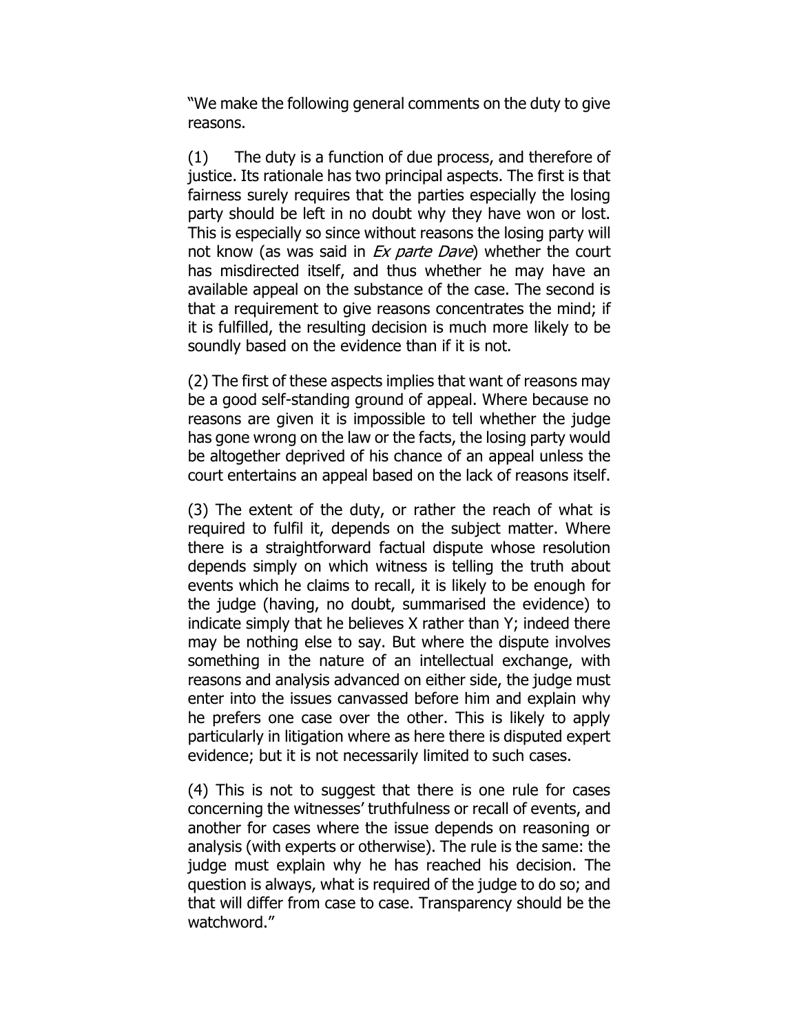"We make the following general comments on the duty to give reasons.

(1) The duty is a function of due process, and therefore of justice. Its rationale has two principal aspects. The first is that fairness surely requires that the parties especially the losing party should be left in no doubt why they have won or lost. This is especially so since without reasons the losing party will not know (as was said in *Ex parte Dave*) whether the court has misdirected itself, and thus whether he may have an available appeal on the substance of the case. The second is that a requirement to give reasons concentrates the mind; if it is fulfilled, the resulting decision is much more likely to be soundly based on the evidence than if it is not.

(2) The first of these aspects implies that want of reasons may be a good self-standing ground of appeal. Where because no reasons are given it is impossible to tell whether the judge has gone wrong on the law or the facts, the losing party would be altogether deprived of his chance of an appeal unless the court entertains an appeal based on the lack of reasons itself.

(3) The extent of the duty, or rather the reach of what is required to fulfil it, depends on the subject matter. Where there is a straightforward factual dispute whose resolution depends simply on which witness is telling the truth about events which he claims to recall, it is likely to be enough for the judge (having, no doubt, summarised the evidence) to indicate simply that he believes X rather than Y; indeed there may be nothing else to say. But where the dispute involves something in the nature of an intellectual exchange, with reasons and analysis advanced on either side, the judge must enter into the issues canvassed before him and explain why he prefers one case over the other. This is likely to apply particularly in litigation where as here there is disputed expert evidence; but it is not necessarily limited to such cases.

(4) This is not to suggest that there is one rule for cases concerning the witnesses' truthfulness or recall of events, and another for cases where the issue depends on reasoning or analysis (with experts or otherwise). The rule is the same: the judge must explain why he has reached his decision. The question is always, what is required of the judge to do so; and that will differ from case to case. Transparency should be the watchword."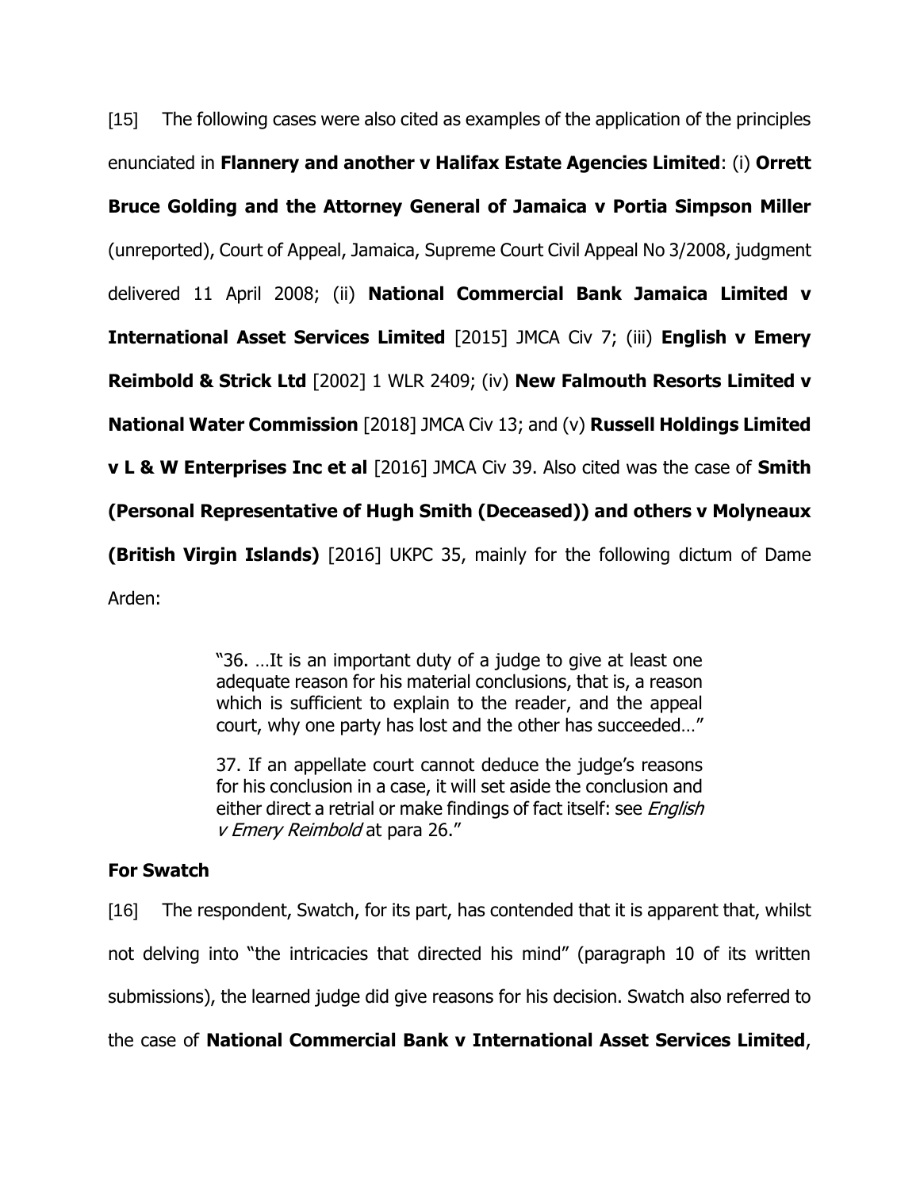[15] The following cases were also cited as examples of the application of the principles enunciated in **Flannery and another v Halifax Estate Agencies Limited**: (i) **Orrett Bruce Golding and the Attorney General of Jamaica v Portia Simpson Miller** (unreported), Court of Appeal, Jamaica, Supreme Court Civil Appeal No 3/2008, judgment delivered 11 April 2008; (ii) **National Commercial Bank Jamaica Limited v International Asset Services Limited** [2015] JMCA Civ 7; (iii) **English v Emery Reimbold & Strick Ltd** [2002] 1 WLR 2409; (iv) **New Falmouth Resorts Limited v National Water Commission** [2018] JMCA Civ 13; and (v) **Russell Holdings Limited v L & W Enterprises Inc et al** [2016] JMCA Civ 39. Also cited was the case of **Smith (Personal Representative of Hugh Smith (Deceased)) and others v Molyneaux (British Virgin Islands)** [2016] UKPC 35, mainly for the following dictum of Dame Arden:

> "36. …It is an important duty of a judge to give at least one adequate reason for his material conclusions, that is, a reason which is sufficient to explain to the reader, and the appeal court, why one party has lost and the other has succeeded…"
>
> 37. If an appellate court cannot deduce the judge's reasons for his conclusion in a case, it will set aside the conclusion and either direct a retrial or make findings of fact itself: see *English v Emery Reimbold* at para 26."

**For Swatch**

[16] The respondent, Swatch, for its part, has contended that it is apparent that, whilst not delving into "the intricacies that directed his mind" (paragraph 10 of its written submissions), the learned judge did give reasons for his decision. Swatch also referred to the case of **National Commercial Bank v International Asset Services Limited**,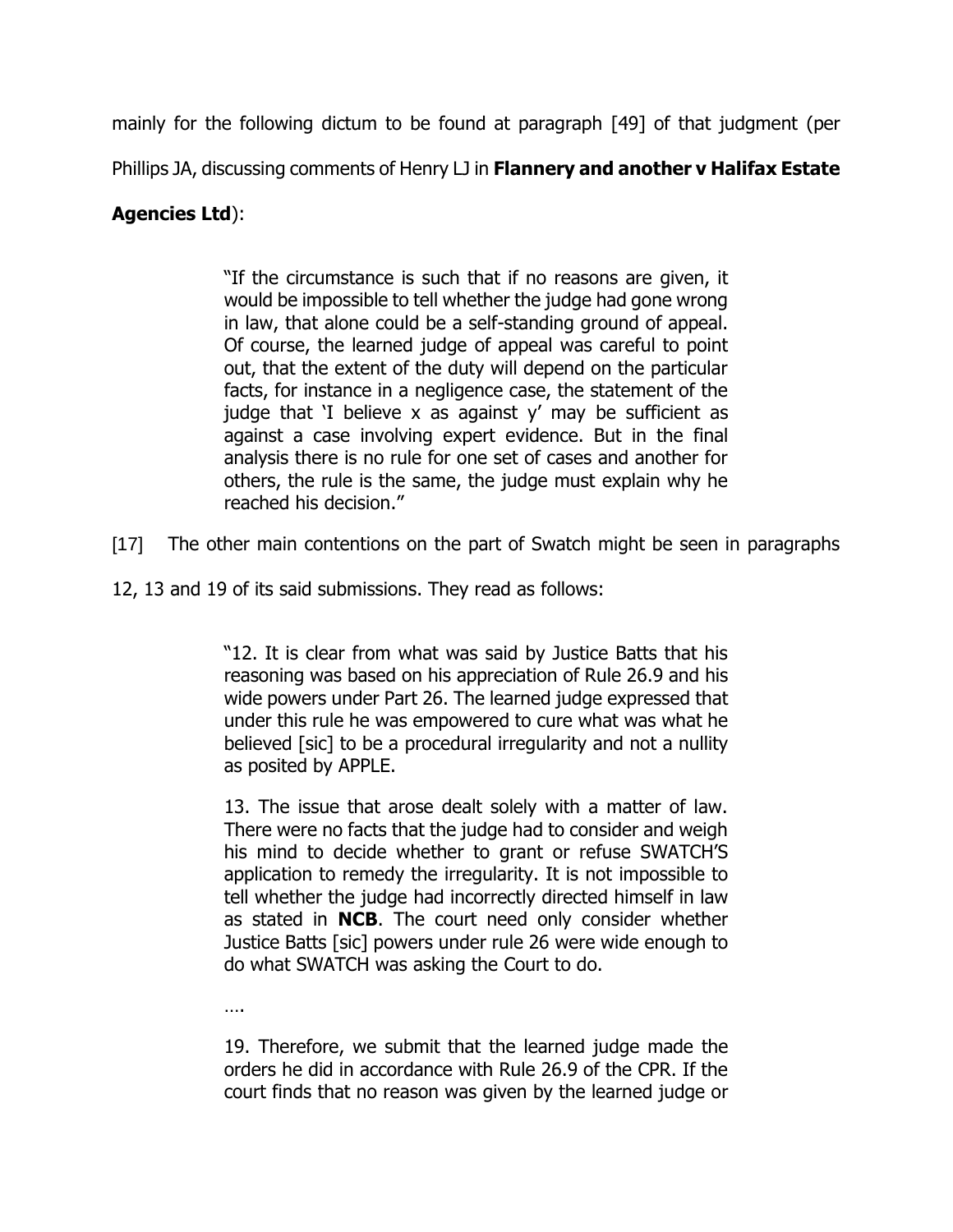mainly for the following dictum to be found at paragraph [49] of that judgment (per Phillips JA, discussing comments of Henry LJ in **Flannery and another v Halifax Estate Agencies Ltd**):

> "If the circumstance is such that if no reasons are given, it would be impossible to tell whether the judge had gone wrong in law, that alone could be a self-standing ground of appeal. Of course, the learned judge of appeal was careful to point out, that the extent of the duty will depend on the particular facts, for instance in a negligence case, the statement of the judge that 'I believe x as against y' may be sufficient as against a case involving expert evidence. But in the final analysis there is no rule for one set of cases and another for others, the rule is the same, the judge must explain why he reached his decision."

[17] The other main contentions on the part of Swatch might be seen in paragraphs 12, 13 and 19 of its said submissions. They read as follows:

> "12. It is clear from what was said by Justice Batts that his reasoning was based on his appreciation of Rule 26.9 and his wide powers under Part 26. The learned judge expressed that under this rule he was empowered to cure what was what he believed [sic] to be a procedural irregularity and not a nullity as posited by APPLE.
>
> 13. The issue that arose dealt solely with a matter of law. There were no facts that the judge had to consider and weigh his mind to decide whether to grant or refuse SWATCH'S application to remedy the irregularity. It is not impossible to tell whether the judge had incorrectly directed himself in law as stated in **NCB**. The court need only consider whether Justice Batts [sic] powers under rule 26 were wide enough to do what SWATCH was asking the Court to do.
>
> ….
>
> 19. Therefore, we submit that the learned judge made the orders he did in accordance with Rule 26.9 of the CPR. If the court finds that no reason was given by the learned judge or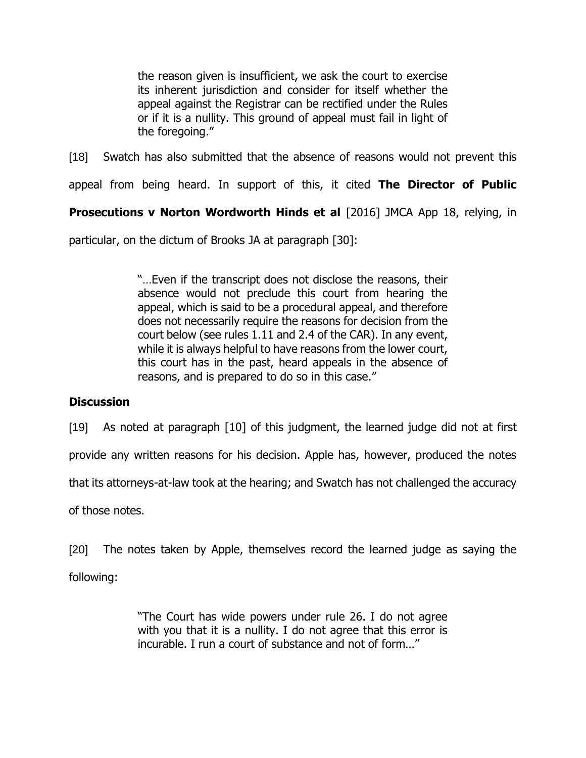> the reason given is insufficient, we ask the court to exercise its inherent jurisdiction and consider for itself whether the appeal against the Registrar can be rectified under the Rules or if it is a nullity. This ground of appeal must fail in light of the foregoing."

[18] Swatch has also submitted that the absence of reasons would not prevent this appeal from being heard. In support of this, it cited **The Director of Public Prosecutions v Norton Wordworth Hinds et al** [2016] JMCA App 18, relying, in particular, on the dictum of Brooks JA at paragraph [30]:

> "…Even if the transcript does not disclose the reasons, their absence would not preclude this court from hearing the appeal, which is said to be a procedural appeal, and therefore does not necessarily require the reasons for decision from the court below (see rules 1.11 and 2.4 of the CAR). In any event, while it is always helpful to have reasons from the lower court, this court has in the past, heard appeals in the absence of reasons, and is prepared to do so in this case."

**Discussion**

[19] As noted at paragraph [10] of this judgment, the learned judge did not at first provide any written reasons for his decision. Apple has, however, produced the notes that its attorneys-at-law took at the hearing; and Swatch has not challenged the accuracy of those notes.

[20] The notes taken by Apple, themselves record the learned judge as saying the following:

> "The Court has wide powers under rule 26. I do not agree with you that it is a nullity. I do not agree that this error is incurable. I run a court of substance and not of form…"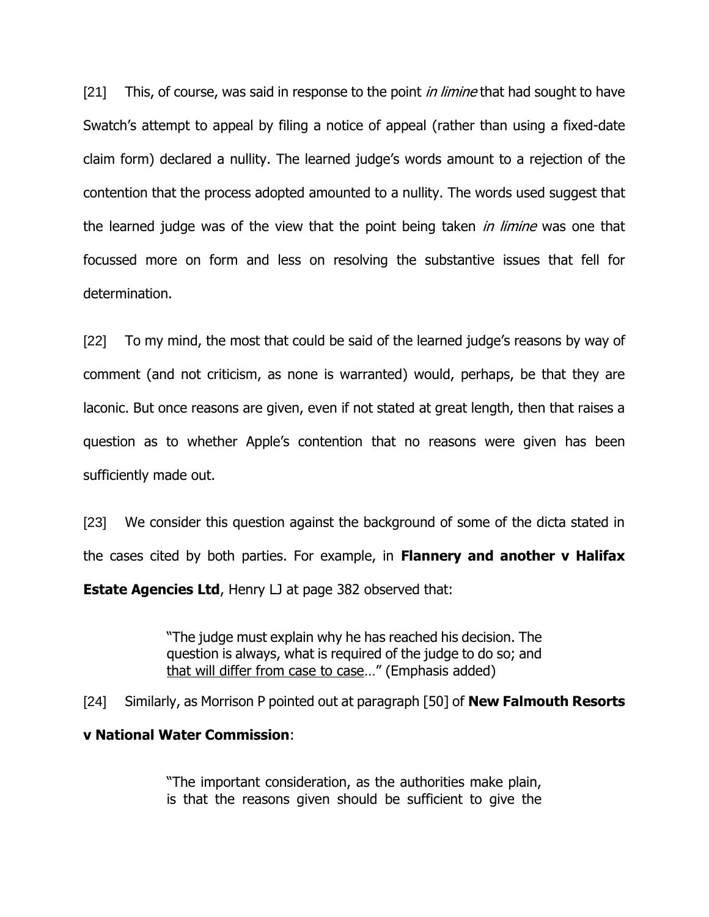[21] This, of course, was said in response to the point *in limine* that had sought to have Swatch's attempt to appeal by filing a notice of appeal (rather than using a fixed-date claim form) declared a nullity. The learned judge's words amount to a rejection of the contention that the process adopted amounted to a nullity. The words used suggest that the learned judge was of the view that the point being taken *in limine* was one that focussed more on form and less on resolving the substantive issues that fell for determination.

[22] To my mind, the most that could be said of the learned judge's reasons by way of comment (and not criticism, as none is warranted) would, perhaps, be that they are laconic. But once reasons are given, even if not stated at great length, then that raises a question as to whether Apple's contention that no reasons were given has been sufficiently made out.

[23] We consider this question against the background of some of the dicta stated in the cases cited by both parties. For example, in **Flannery and another v Halifax Estate Agencies Ltd**, Henry LJ at page 382 observed that:

> "The judge must explain why he has reached his decision. The question is always, what is required of the judge to do so; and <u>that will differ from case to case</u>…" (Emphasis added)

[24] Similarly, as Morrison P pointed out at paragraph [50] of **New Falmouth Resorts v National Water Commission**:

> "The important consideration, as the authorities make plain, is that the reasons given should be sufficient to give the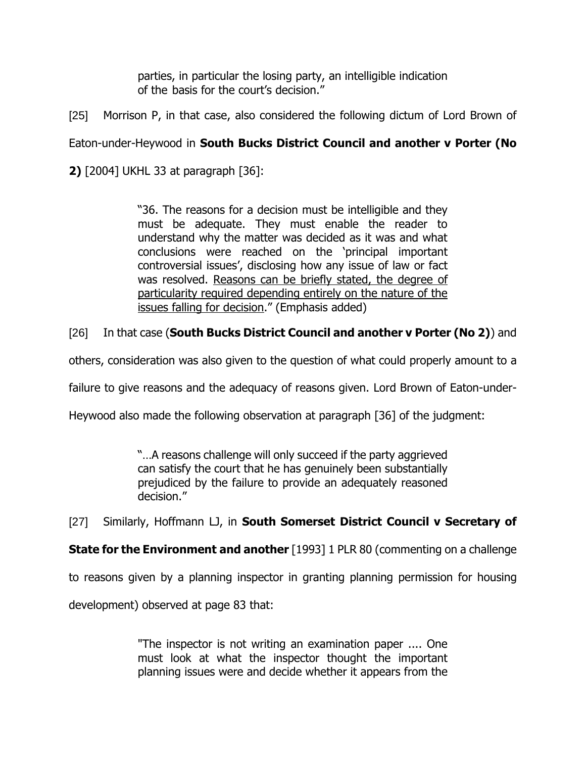> parties, in particular the losing party, an intelligible indication of the basis for the court's decision."

[25] Morrison P, in that case, also considered the following dictum of Lord Brown of Eaton-under-Heywood in **South Bucks District Council and another v Porter (No 2)** [2004] UKHL 33 at paragraph [36]:

> "36. The reasons for a decision must be intelligible and they must be adequate. They must enable the reader to understand why the matter was decided as it was and what conclusions were reached on the 'principal important controversial issues', disclosing how any issue of law or fact was resolved. <u>Reasons can be briefly stated, the degree of particularity required depending entirely on the nature of the issues falling for decision</u>." (Emphasis added)

[26] In that case (**South Bucks District Council and another v Porter (No 2)**) and others, consideration was also given to the question of what could properly amount to a failure to give reasons and the adequacy of reasons given. Lord Brown of Eaton-under-Heywood also made the following observation at paragraph [36] of the judgment:

> "…A reasons challenge will only succeed if the party aggrieved can satisfy the court that he has genuinely been substantially prejudiced by the failure to provide an adequately reasoned decision."

[27] Similarly, Hoffmann LJ, in **South Somerset District Council v Secretary of State for the Environment and another** [1993] 1 PLR 80 (commenting on a challenge to reasons given by a planning inspector in granting planning permission for housing development) observed at page 83 that:

> "The inspector is not writing an examination paper .... One must look at what the inspector thought the important planning issues were and decide whether it appears from the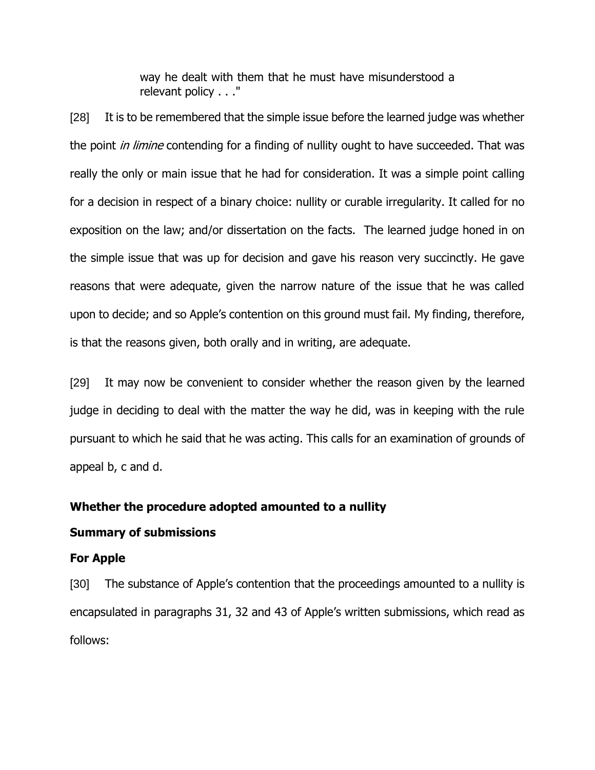> way he dealt with them that he must have misunderstood a relevant policy . . ."

[28] It is to be remembered that the simple issue before the learned judge was whether the point *in limine* contending for a finding of nullity ought to have succeeded. That was really the only or main issue that he had for consideration. It was a simple point calling for a decision in respect of a binary choice: nullity or curable irregularity. It called for no exposition on the law; and/or dissertation on the facts. The learned judge honed in on the simple issue that was up for decision and gave his reason very succinctly. He gave reasons that were adequate, given the narrow nature of the issue that he was called upon to decide; and so Apple's contention on this ground must fail. My finding, therefore, is that the reasons given, both orally and in writing, are adequate.

[29] It may now be convenient to consider whether the reason given by the learned judge in deciding to deal with the matter the way he did, was in keeping with the rule pursuant to which he said that he was acting. This calls for an examination of grounds of appeal b, c and d.

**Whether the procedure adopted amounted to a nullity**

**Summary of submissions**

**For Apple**

[30] The substance of Apple's contention that the proceedings amounted to a nullity is encapsulated in paragraphs 31, 32 and 43 of Apple's written submissions, which read as follows: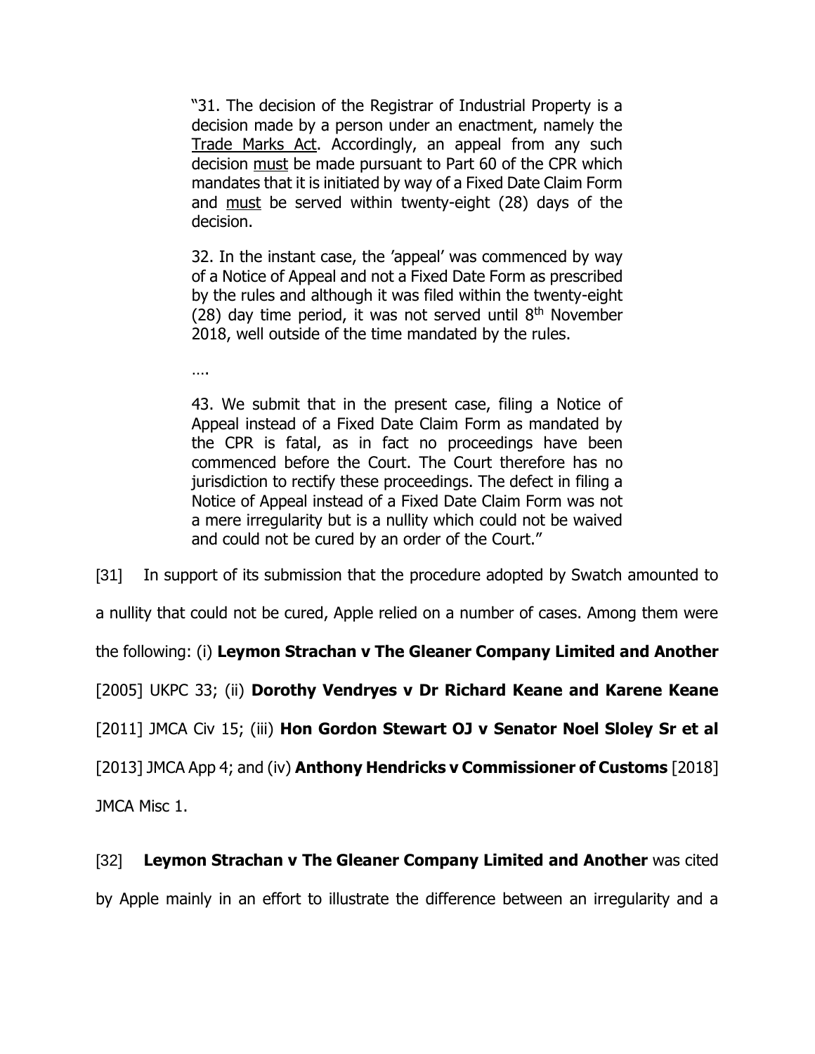> "31. The decision of the Registrar of Industrial Property is a decision made by a person under an enactment, namely the Trade Marks Act. Accordingly, an appeal from any such decision must be made pursuant to Part 60 of the CPR which mandates that it is initiated by way of a Fixed Date Claim Form and must be served within twenty-eight (28) days of the decision.
>
> 32. In the instant case, the 'appeal' was commenced by way of a Notice of Appeal and not a Fixed Date Form as prescribed by the rules and although it was filed within the twenty-eight (28) day time period, it was not served until 8th November 2018, well outside of the time mandated by the rules.
>
> ….
>
> 43. We submit that in the present case, filing a Notice of Appeal instead of a Fixed Date Claim Form as mandated by the CPR is fatal, as in fact no proceedings have been commenced before the Court. The Court therefore has no jurisdiction to rectify these proceedings. The defect in filing a Notice of Appeal instead of a Fixed Date Claim Form was not a mere irregularity but is a nullity which could not be waived and could not be cured by an order of the Court."

[31] In support of its submission that the procedure adopted by Swatch amounted to a nullity that could not be cured, Apple relied on a number of cases. Among them were the following: (i) **Leymon Strachan v The Gleaner Company Limited and Another** [2005] UKPC 33; (ii) **Dorothy Vendryes v Dr Richard Keane and Karene Keane** [2011] JMCA Civ 15; (iii) **Hon Gordon Stewart OJ v Senator Noel Sloley Sr et al** [2013] JMCA App 4; and (iv) **Anthony Hendricks v Commissioner of Customs** [2018] JMCA Misc 1.

[32] **Leymon Strachan v The Gleaner Company Limited and Another** was cited by Apple mainly in an effort to illustrate the difference between an irregularity and a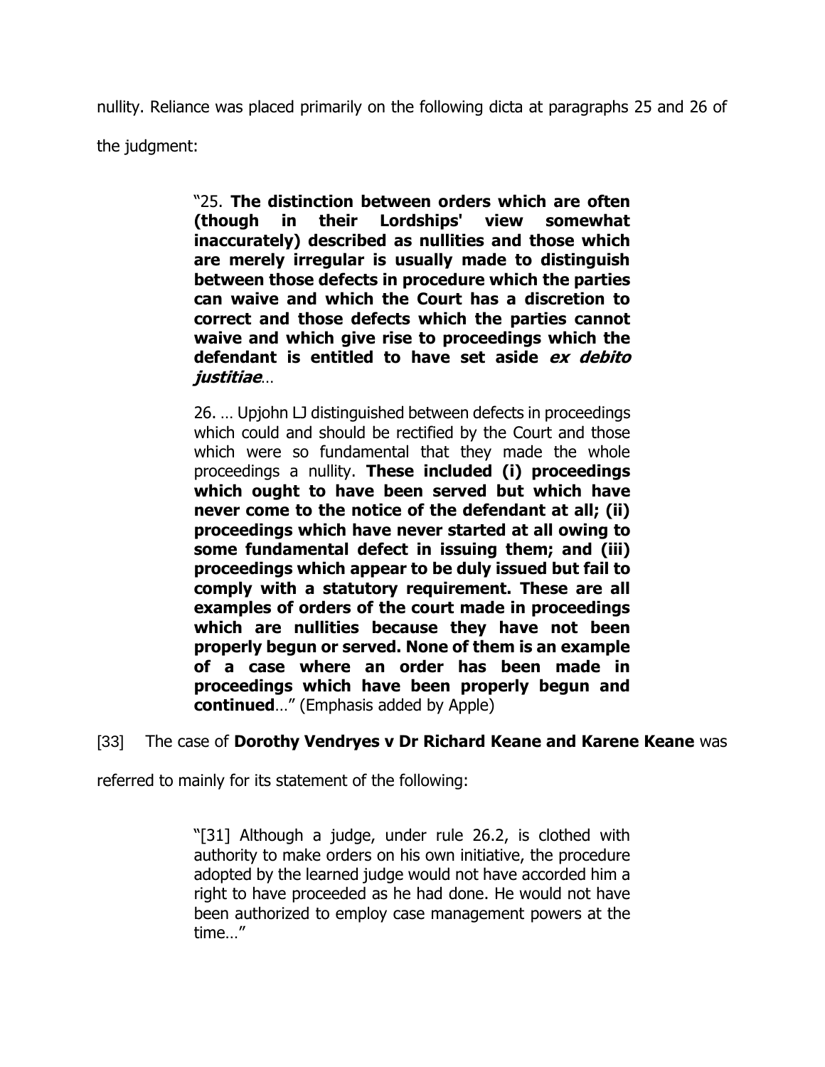nullity. Reliance was placed primarily on the following dicta at paragraphs 25 and 26 of the judgment:

> "25. **The distinction between orders which are often (though in their Lordships' view somewhat inaccurately) described as nullities and those which are merely irregular is usually made to distinguish between those defects in procedure which the parties can waive and which the Court has a discretion to correct and those defects which the parties cannot waive and which give rise to proceedings which the defendant is entitled to have set aside *ex debito justitiae***…
>
> 26. … Upjohn LJ distinguished between defects in proceedings which could and should be rectified by the Court and those which were so fundamental that they made the whole proceedings a nullity. **These included (i) proceedings which ought to have been served but which have never come to the notice of the defendant at all; (ii) proceedings which have never started at all owing to some fundamental defect in issuing them; and (iii) proceedings which appear to be duly issued but fail to comply with a statutory requirement. These are all examples of orders of the court made in proceedings which are nullities because they have not been properly begun or served. None of them is an example of a case where an order has been made in proceedings which have been properly begun and continued**…" (Emphasis added by Apple)

[33] The case of **Dorothy Vendryes v Dr Richard Keane and Karene Keane** was referred to mainly for its statement of the following:

> "[31] Although a judge, under rule 26.2, is clothed with authority to make orders on his own initiative, the procedure adopted by the learned judge would not have accorded him a right to have proceeded as he had done. He would not have been authorized to employ case management powers at the time…"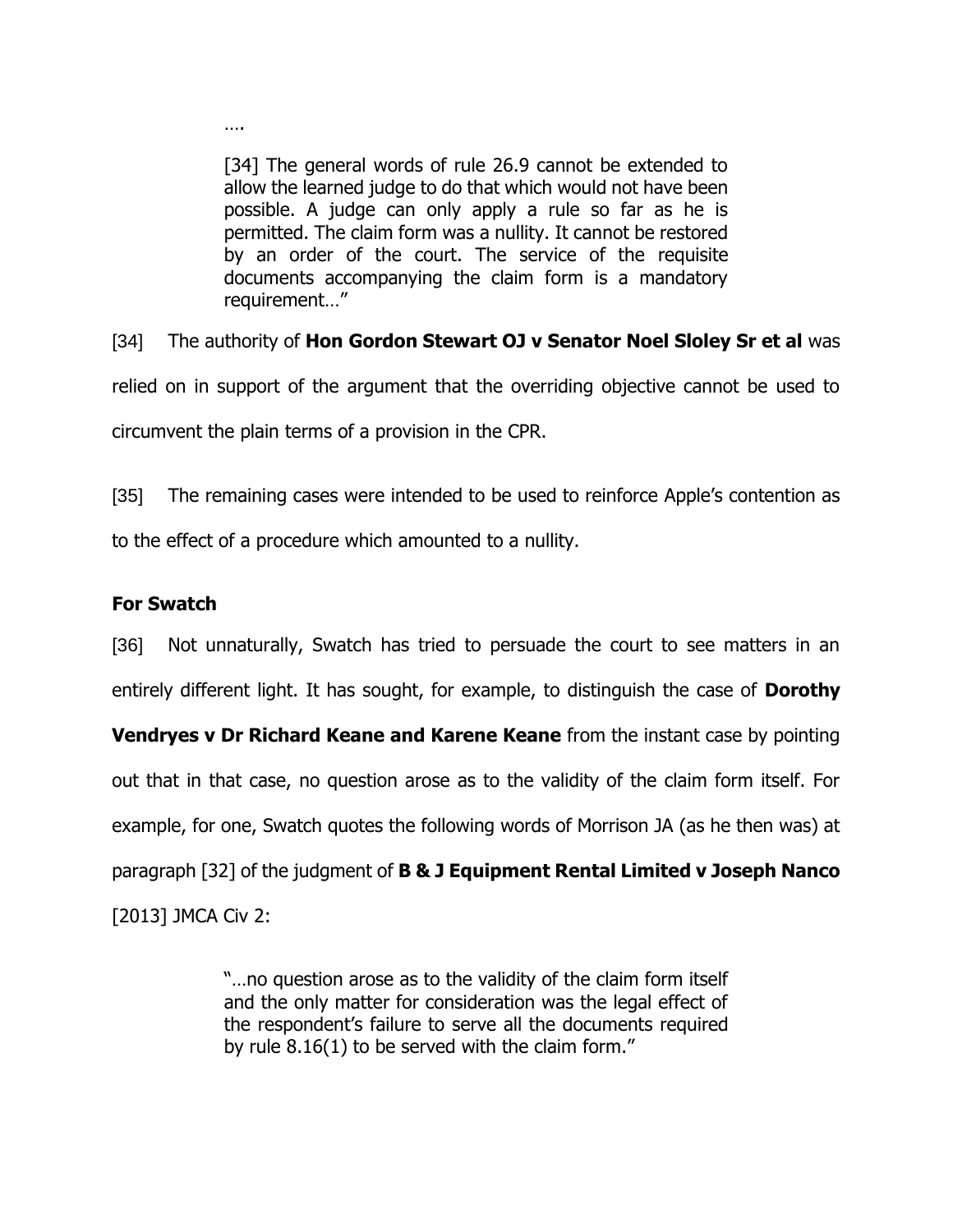> ….
>
> [34] The general words of rule 26.9 cannot be extended to allow the learned judge to do that which would not have been possible. A judge can only apply a rule so far as he is permitted. The claim form was a nullity. It cannot be restored by an order of the court. The service of the requisite documents accompanying the claim form is a mandatory requirement…"

[34] The authority of **Hon Gordon Stewart OJ v Senator Noel Sloley Sr et al** was relied on in support of the argument that the overriding objective cannot be used to circumvent the plain terms of a provision in the CPR.

[35] The remaining cases were intended to be used to reinforce Apple's contention as to the effect of a procedure which amounted to a nullity.

**For Swatch**

[36] Not unnaturally, Swatch has tried to persuade the court to see matters in an entirely different light. It has sought, for example, to distinguish the case of **Dorothy Vendryes v Dr Richard Keane and Karene Keane** from the instant case by pointing out that in that case, no question arose as to the validity of the claim form itself. For example, for one, Swatch quotes the following words of Morrison JA (as he then was) at paragraph [32] of the judgment of **B & J Equipment Rental Limited v Joseph Nanco** [2013] JMCA Civ 2:

> "…no question arose as to the validity of the claim form itself and the only matter for consideration was the legal effect of the respondent's failure to serve all the documents required by rule 8.16(1) to be served with the claim form."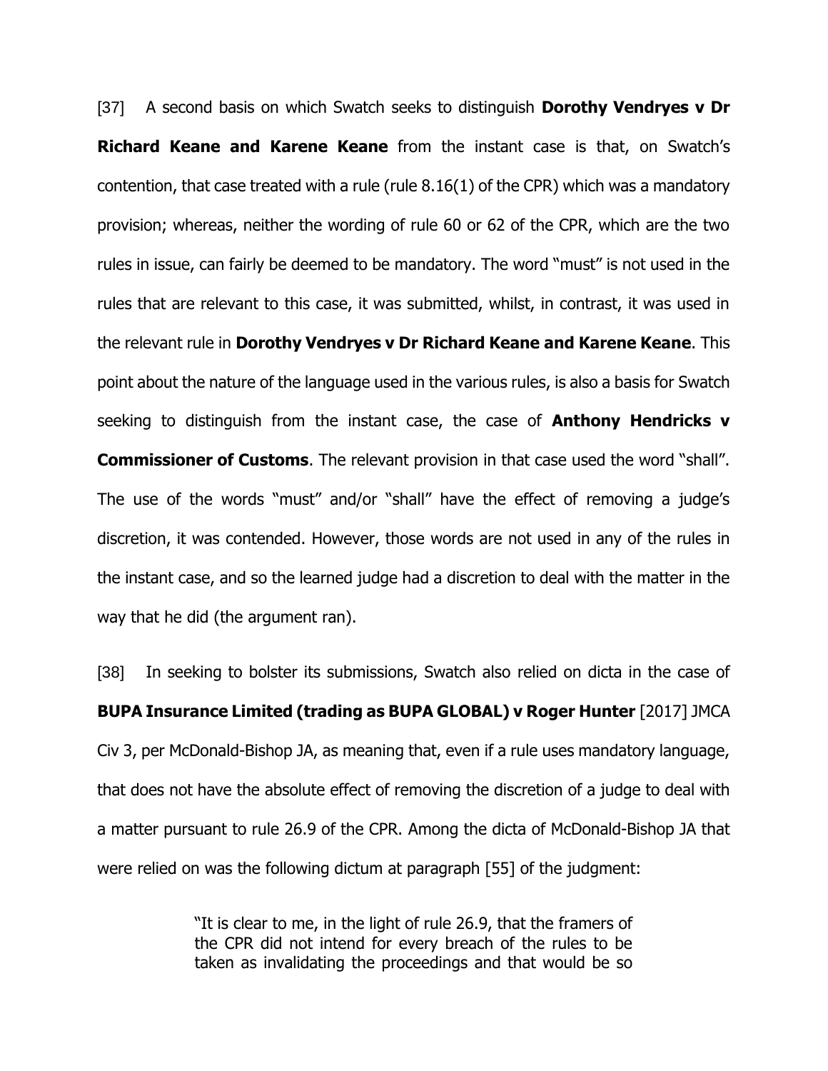[37] A second basis on which Swatch seeks to distinguish **Dorothy Vendryes v Dr Richard Keane and Karene Keane** from the instant case is that, on Swatch's contention, that case treated with a rule (rule 8.16(1) of the CPR) which was a mandatory provision; whereas, neither the wording of rule 60 or 62 of the CPR, which are the two rules in issue, can fairly be deemed to be mandatory. The word "must" is not used in the rules that are relevant to this case, it was submitted, whilst, in contrast, it was used in the relevant rule in **Dorothy Vendryes v Dr Richard Keane and Karene Keane**. This point about the nature of the language used in the various rules, is also a basis for Swatch seeking to distinguish from the instant case, the case of **Anthony Hendricks v Commissioner of Customs**. The relevant provision in that case used the word "shall". The use of the words "must" and/or "shall" have the effect of removing a judge's discretion, it was contended. However, those words are not used in any of the rules in the instant case, and so the learned judge had a discretion to deal with the matter in the way that he did (the argument ran).

[38] In seeking to bolster its submissions, Swatch also relied on dicta in the case of **BUPA Insurance Limited (trading as BUPA GLOBAL) v Roger Hunter** [2017] JMCA Civ 3, per McDonald-Bishop JA, as meaning that, even if a rule uses mandatory language, that does not have the absolute effect of removing the discretion of a judge to deal with a matter pursuant to rule 26.9 of the CPR. Among the dicta of McDonald-Bishop JA that were relied on was the following dictum at paragraph [55] of the judgment:

> "It is clear to me, in the light of rule 26.9, that the framers of the CPR did not intend for every breach of the rules to be taken as invalidating the proceedings and that would be so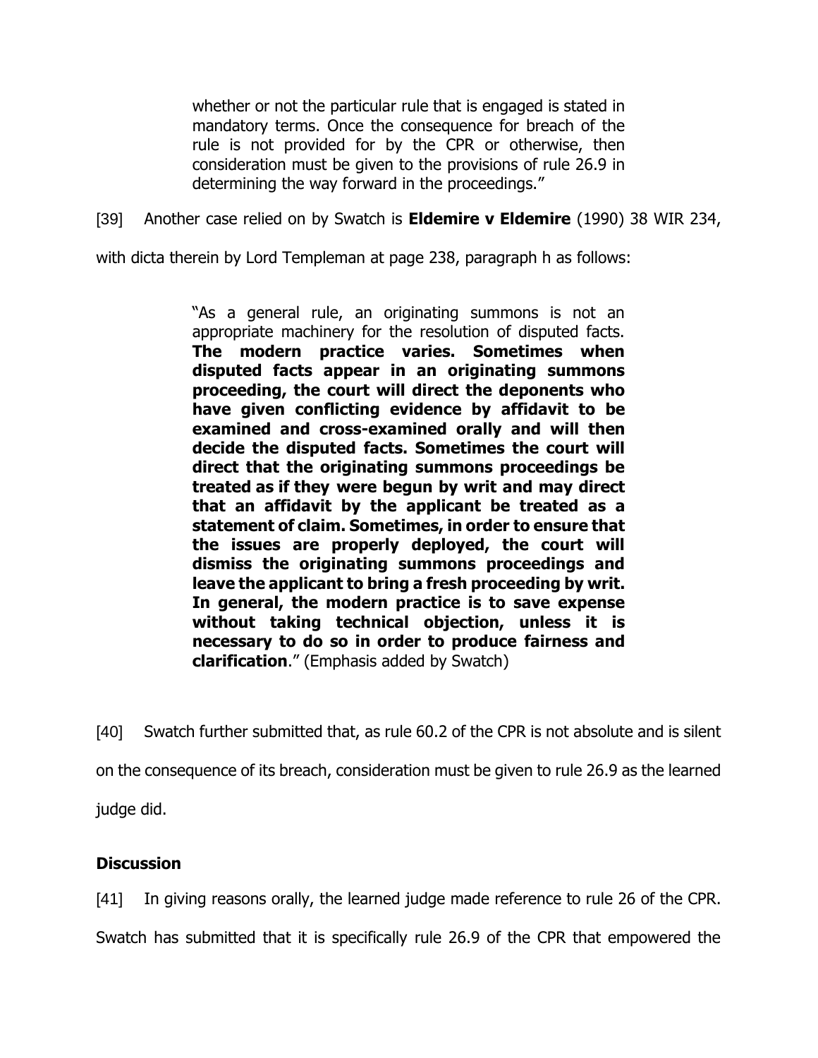> whether or not the particular rule that is engaged is stated in mandatory terms. Once the consequence for breach of the rule is not provided for by the CPR or otherwise, then consideration must be given to the provisions of rule 26.9 in determining the way forward in the proceedings."

[39] Another case relied on by Swatch is **Eldemire v Eldemire** (1990) 38 WIR 234, with dicta therein by Lord Templeman at page 238, paragraph h as follows:

> "As a general rule, an originating summons is not an appropriate machinery for the resolution of disputed facts. **The modern practice varies. Sometimes when disputed facts appear in an originating summons proceeding, the court will direct the deponents who have given conflicting evidence by affidavit to be examined and cross-examined orally and will then decide the disputed facts. Sometimes the court will direct that the originating summons proceedings be treated as if they were begun by writ and may direct that an affidavit by the applicant be treated as a statement of claim. Sometimes, in order to ensure that the issues are properly deployed, the court will dismiss the originating summons proceedings and leave the applicant to bring a fresh proceeding by writ. In general, the modern practice is to save expense without taking technical objection, unless it is necessary to do so in order to produce fairness and clarification**." (Emphasis added by Swatch)

[40] Swatch further submitted that, as rule 60.2 of the CPR is not absolute and is silent on the consequence of its breach, consideration must be given to rule 26.9 as the learned judge did.

## Discussion

[41] In giving reasons orally, the learned judge made reference to rule 26 of the CPR. Swatch has submitted that it is specifically rule 26.9 of the CPR that empowered the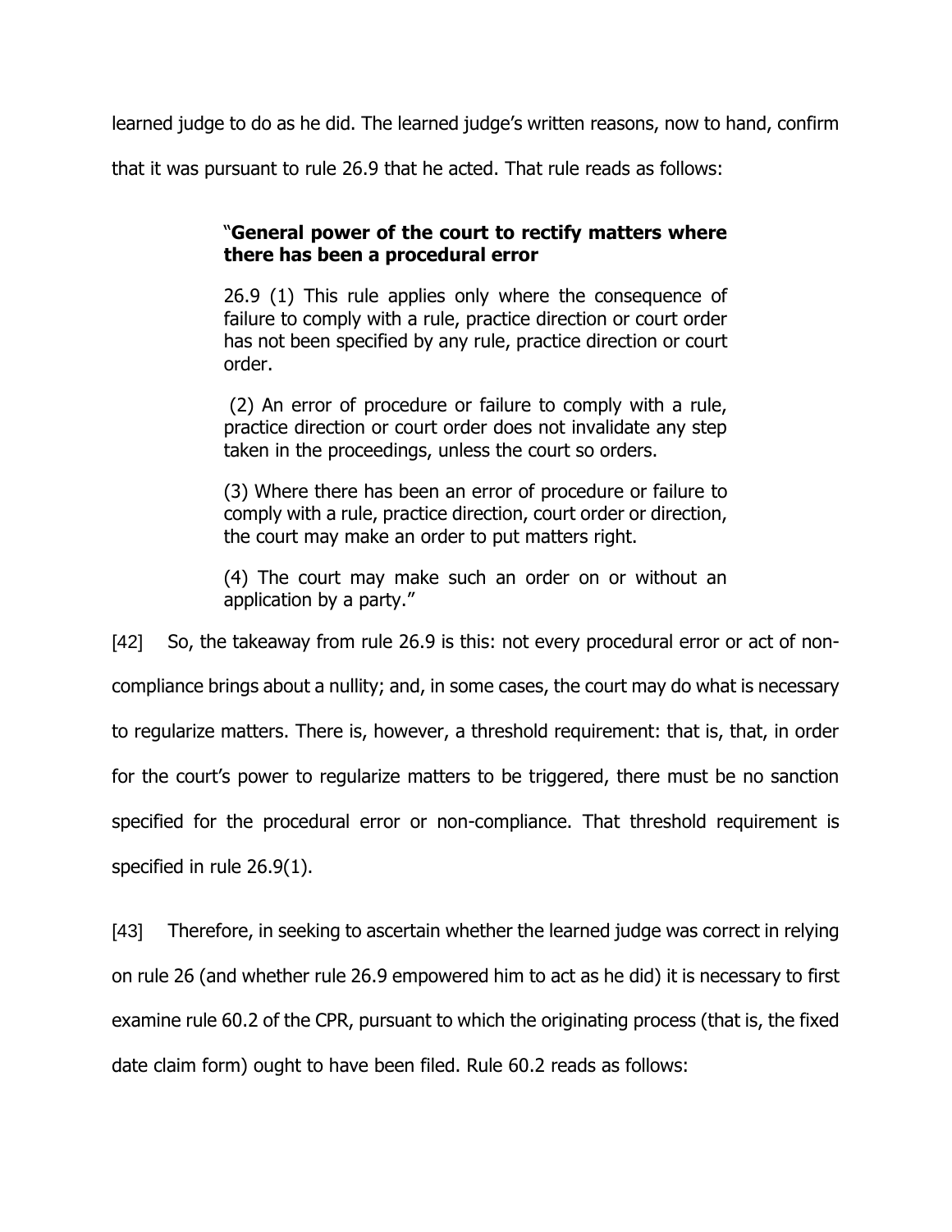learned judge to do as he did. The learned judge's written reasons, now to hand, confirm that it was pursuant to rule 26.9 that he acted. That rule reads as follows:

> "**General power of the court to rectify matters where there has been a procedural error**
>
> 26.9 (1) This rule applies only where the consequence of failure to comply with a rule, practice direction or court order has not been specified by any rule, practice direction or court order.
>
> (2) An error of procedure or failure to comply with a rule, practice direction or court order does not invalidate any step taken in the proceedings, unless the court so orders.
>
> (3) Where there has been an error of procedure or failure to comply with a rule, practice direction, court order or direction, the court may make an order to put matters right.
>
> (4) The court may make such an order on or without an application by a party."

[42] So, the takeaway from rule 26.9 is this: not every procedural error or act of non-compliance brings about a nullity; and, in some cases, the court may do what is necessary to regularize matters. There is, however, a threshold requirement: that is, that, in order for the court's power to regularize matters to be triggered, there must be no sanction specified for the procedural error or non-compliance. That threshold requirement is specified in rule 26.9(1).

[43] Therefore, in seeking to ascertain whether the learned judge was correct in relying on rule 26 (and whether rule 26.9 empowered him to act as he did) it is necessary to first examine rule 60.2 of the CPR, pursuant to which the originating process (that is, the fixed date claim form) ought to have been filed. Rule 60.2 reads as follows: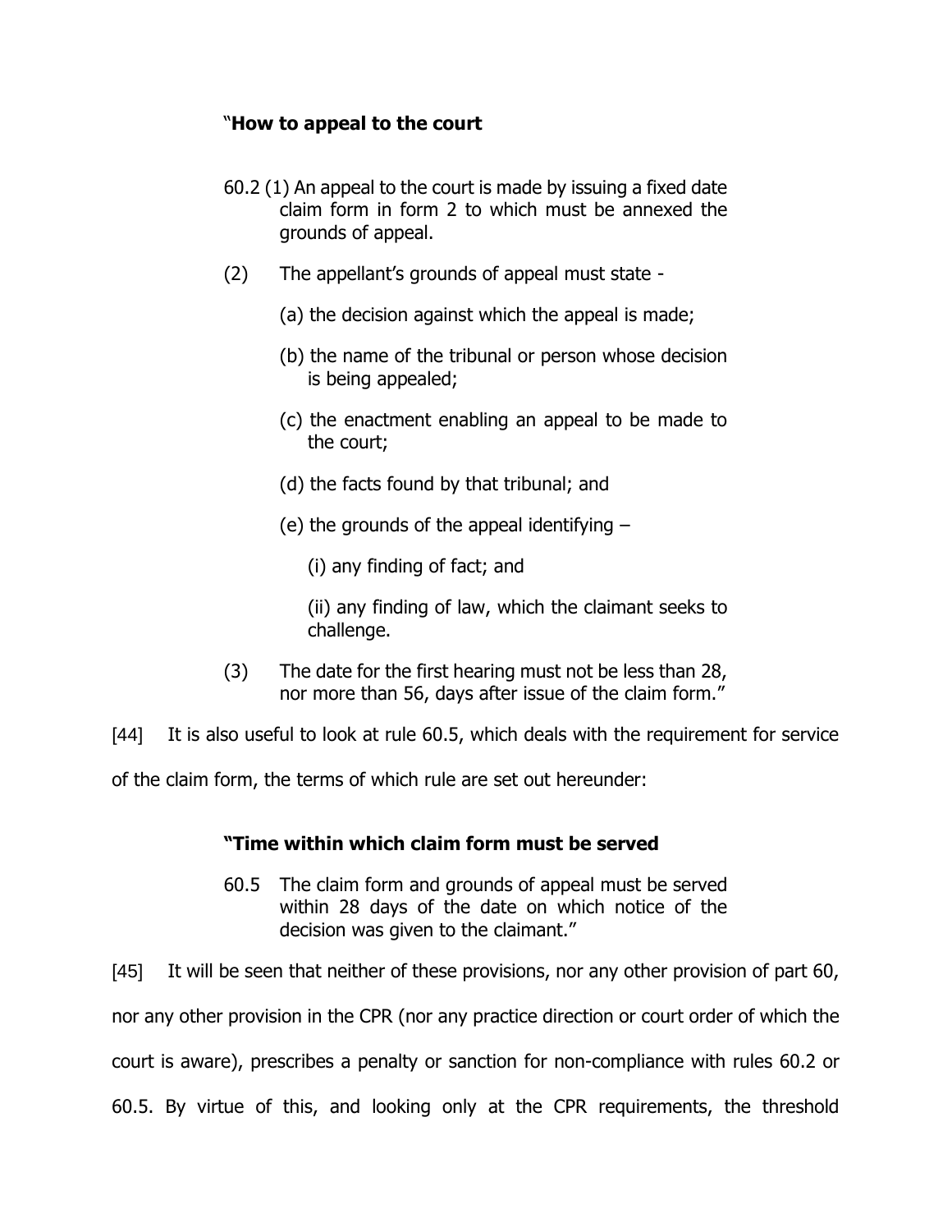"**How to appeal to the court**

> 60.2 (1) An appeal to the court is made by issuing a fixed date claim form in form 2 to which must be annexed the grounds of appeal.
>
> (2) The appellant's grounds of appeal must state -
>
> (a) the decision against which the appeal is made;
>
> (b) the name of the tribunal or person whose decision is being appealed;
>
> (c) the enactment enabling an appeal to be made to the court;
>
> (d) the facts found by that tribunal; and
>
> (e) the grounds of the appeal identifying –
>
> (i) any finding of fact; and
>
> (ii) any finding of law, which the claimant seeks to challenge.
>
> (3) The date for the first hearing must not be less than 28, nor more than 56, days after issue of the claim form."

[44] It is also useful to look at rule 60.5, which deals with the requirement for service of the claim form, the terms of which rule are set out hereunder:

**"Time within which claim form must be served**

> 60.5 The claim form and grounds of appeal must be served within 28 days of the date on which notice of the decision was given to the claimant."

[45] It will be seen that neither of these provisions, nor any other provision of part 60, nor any other provision in the CPR (nor any practice direction or court order of which the court is aware), prescribes a penalty or sanction for non-compliance with rules 60.2 or 60.5. By virtue of this, and looking only at the CPR requirements, the threshold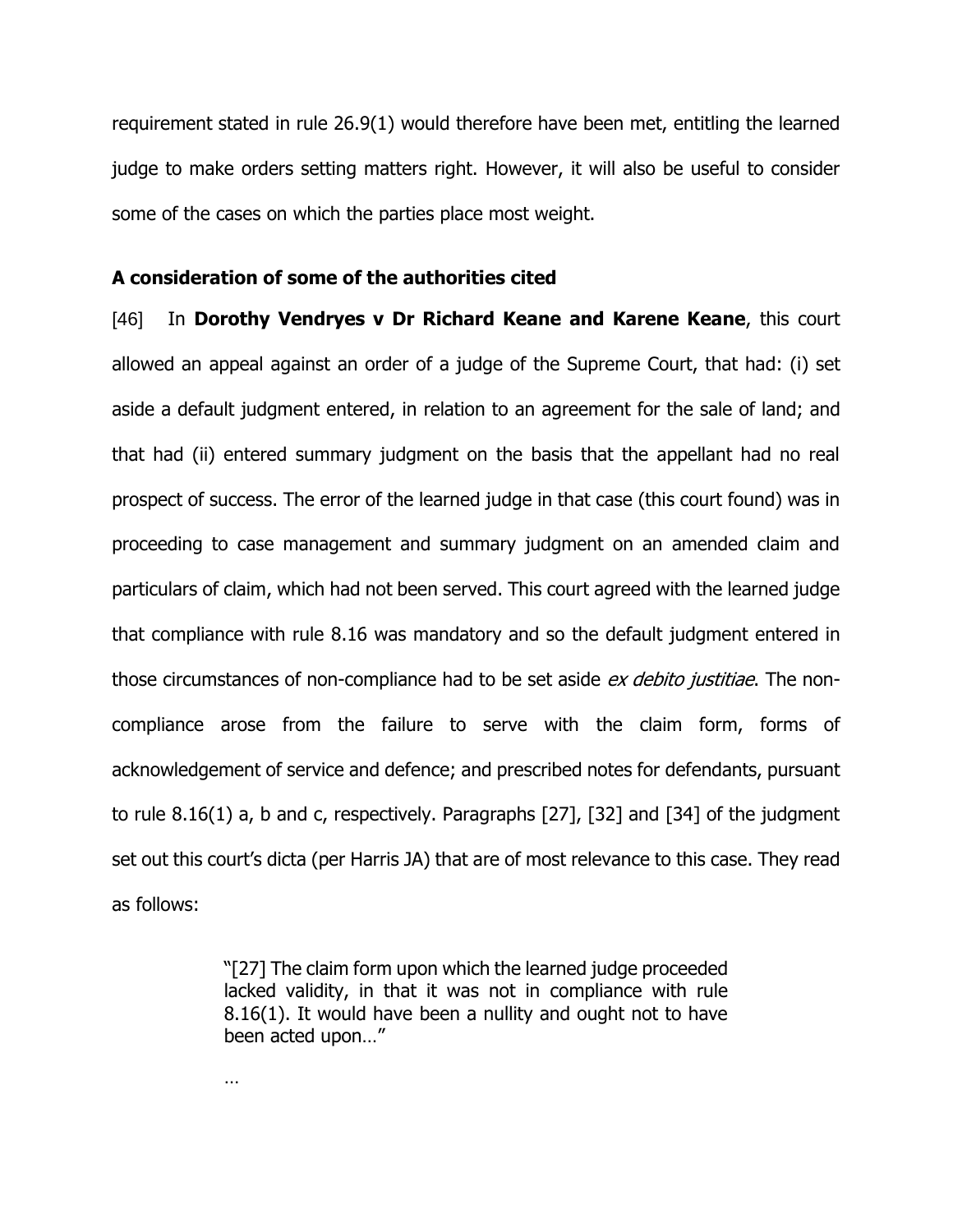requirement stated in rule 26.9(1) would therefore have been met, entitling the learned judge to make orders setting matters right. However, it will also be useful to consider some of the cases on which the parties place most weight.

**A consideration of some of the authorities cited**

[46] In **Dorothy Vendryes v Dr Richard Keane and Karene Keane**, this court allowed an appeal against an order of a judge of the Supreme Court, that had: (i) set aside a default judgment entered, in relation to an agreement for the sale of land; and that had (ii) entered summary judgment on the basis that the appellant had no real prospect of success. The error of the learned judge in that case (this court found) was in proceeding to case management and summary judgment on an amended claim and particulars of claim, which had not been served. This court agreed with the learned judge that compliance with rule 8.16 was mandatory and so the default judgment entered in those circumstances of non-compliance had to be set aside *ex debito justitiae*. The non-compliance arose from the failure to serve with the claim form, forms of acknowledgement of service and defence; and prescribed notes for defendants, pursuant to rule 8.16(1) a, b and c, respectively. Paragraphs [27], [32] and [34] of the judgment set out this court's dicta (per Harris JA) that are of most relevance to this case. They read as follows:

> "[27] The claim form upon which the learned judge proceeded lacked validity, in that it was not in compliance with rule 8.16(1). It would have been a nullity and ought not to have been acted upon…"
>
> …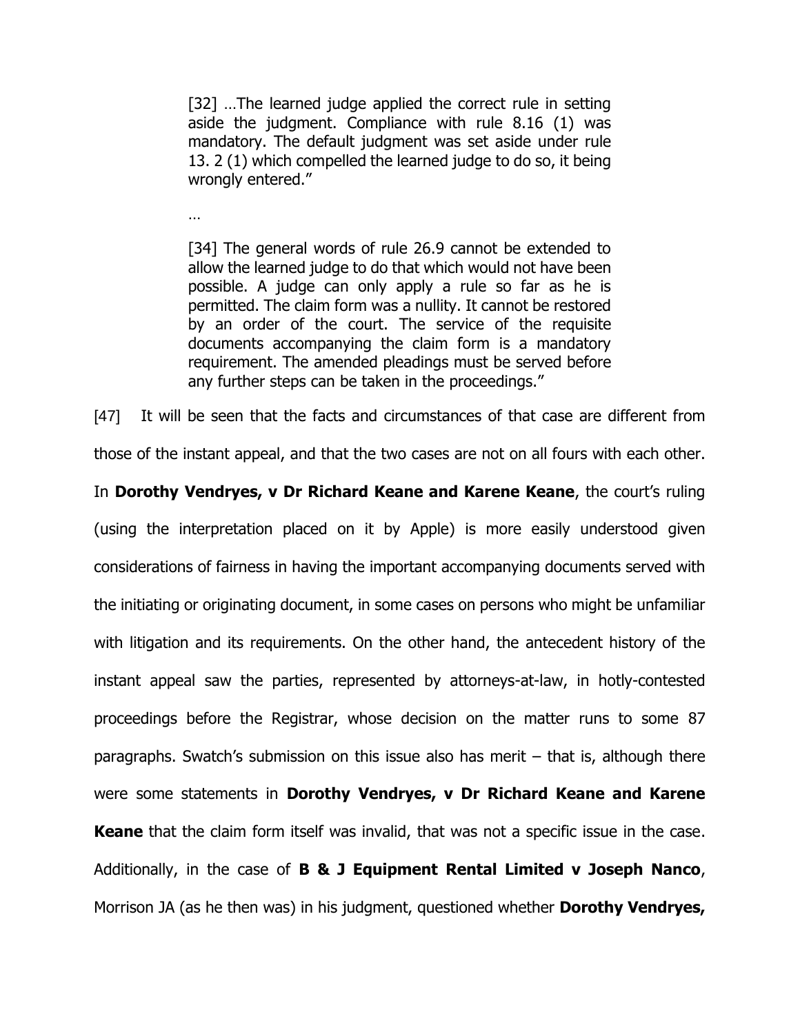> [32] …The learned judge applied the correct rule in setting aside the judgment. Compliance with rule 8.16 (1) was mandatory. The default judgment was set aside under rule 13. 2 (1) which compelled the learned judge to do so, it being wrongly entered."
>
> …
>
> [34] The general words of rule 26.9 cannot be extended to allow the learned judge to do that which would not have been possible. A judge can only apply a rule so far as he is permitted. The claim form was a nullity. It cannot be restored by an order of the court. The service of the requisite documents accompanying the claim form is a mandatory requirement. The amended pleadings must be served before any further steps can be taken in the proceedings."

[47] It will be seen that the facts and circumstances of that case are different from those of the instant appeal, and that the two cases are not on all fours with each other. In **Dorothy Vendryes, v Dr Richard Keane and Karene Keane**, the court's ruling (using the interpretation placed on it by Apple) is more easily understood given considerations of fairness in having the important accompanying documents served with the initiating or originating document, in some cases on persons who might be unfamiliar with litigation and its requirements. On the other hand, the antecedent history of the instant appeal saw the parties, represented by attorneys-at-law, in hotly-contested proceedings before the Registrar, whose decision on the matter runs to some 87 paragraphs. Swatch's submission on this issue also has merit – that is, although there were some statements in **Dorothy Vendryes, v Dr Richard Keane and Karene Keane** that the claim form itself was invalid, that was not a specific issue in the case. Additionally, in the case of **B & J Equipment Rental Limited v Joseph Nanco**, Morrison JA (as he then was) in his judgment, questioned whether **Dorothy Vendryes,**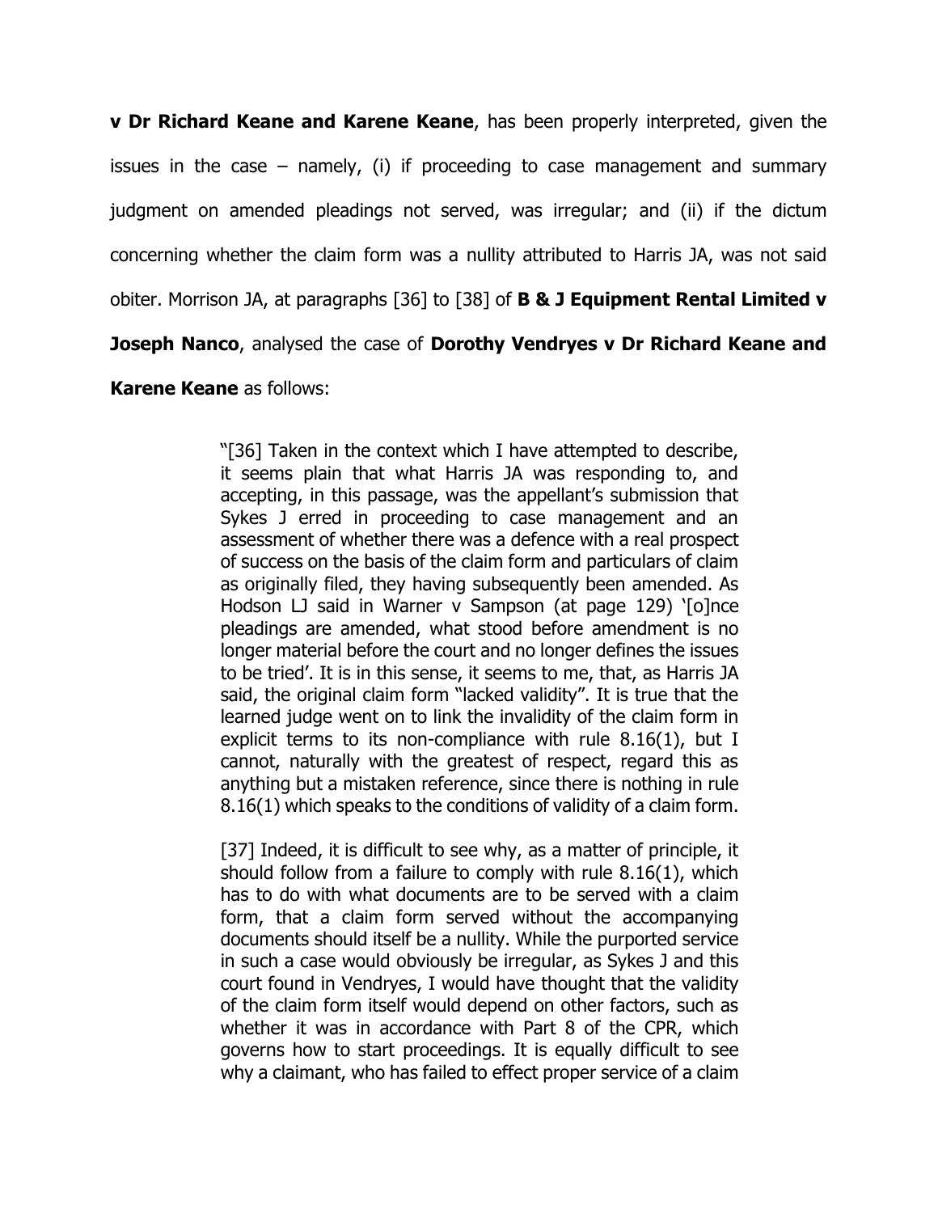**v Dr Richard Keane and Karene Keane**, has been properly interpreted, given the issues in the case – namely, (i) if proceeding to case management and summary judgment on amended pleadings not served, was irregular; and (ii) if the dictum concerning whether the claim form was a nullity attributed to Harris JA, was not said obiter. Morrison JA, at paragraphs [36] to [38] of **B & J Equipment Rental Limited v Joseph Nanco**, analysed the case of **Dorothy Vendryes v Dr Richard Keane and Karene Keane** as follows:

> "[36] Taken in the context which I have attempted to describe, it seems plain that what Harris JA was responding to, and accepting, in this passage, was the appellant's submission that Sykes J erred in proceeding to case management and an assessment of whether there was a defence with a real prospect of success on the basis of the claim form and particulars of claim as originally filed, they having subsequently been amended. As Hodson LJ said in Warner v Sampson (at page 129) '[o]nce pleadings are amended, what stood before amendment is no longer material before the court and no longer defines the issues to be tried'. It is in this sense, it seems to me, that, as Harris JA said, the original claim form "lacked validity". It is true that the learned judge went on to link the invalidity of the claim form in explicit terms to its non-compliance with rule 8.16(1), but I cannot, naturally with the greatest of respect, regard this as anything but a mistaken reference, since there is nothing in rule 8.16(1) which speaks to the conditions of validity of a claim form.
>
> [37] Indeed, it is difficult to see why, as a matter of principle, it should follow from a failure to comply with rule 8.16(1), which has to do with what documents are to be served with a claim form, that a claim form served without the accompanying documents should itself be a nullity. While the purported service in such a case would obviously be irregular, as Sykes J and this court found in Vendryes, I would have thought that the validity of the claim form itself would depend on other factors, such as whether it was in accordance with Part 8 of the CPR, which governs how to start proceedings. It is equally difficult to see why a claimant, who has failed to effect proper service of a claim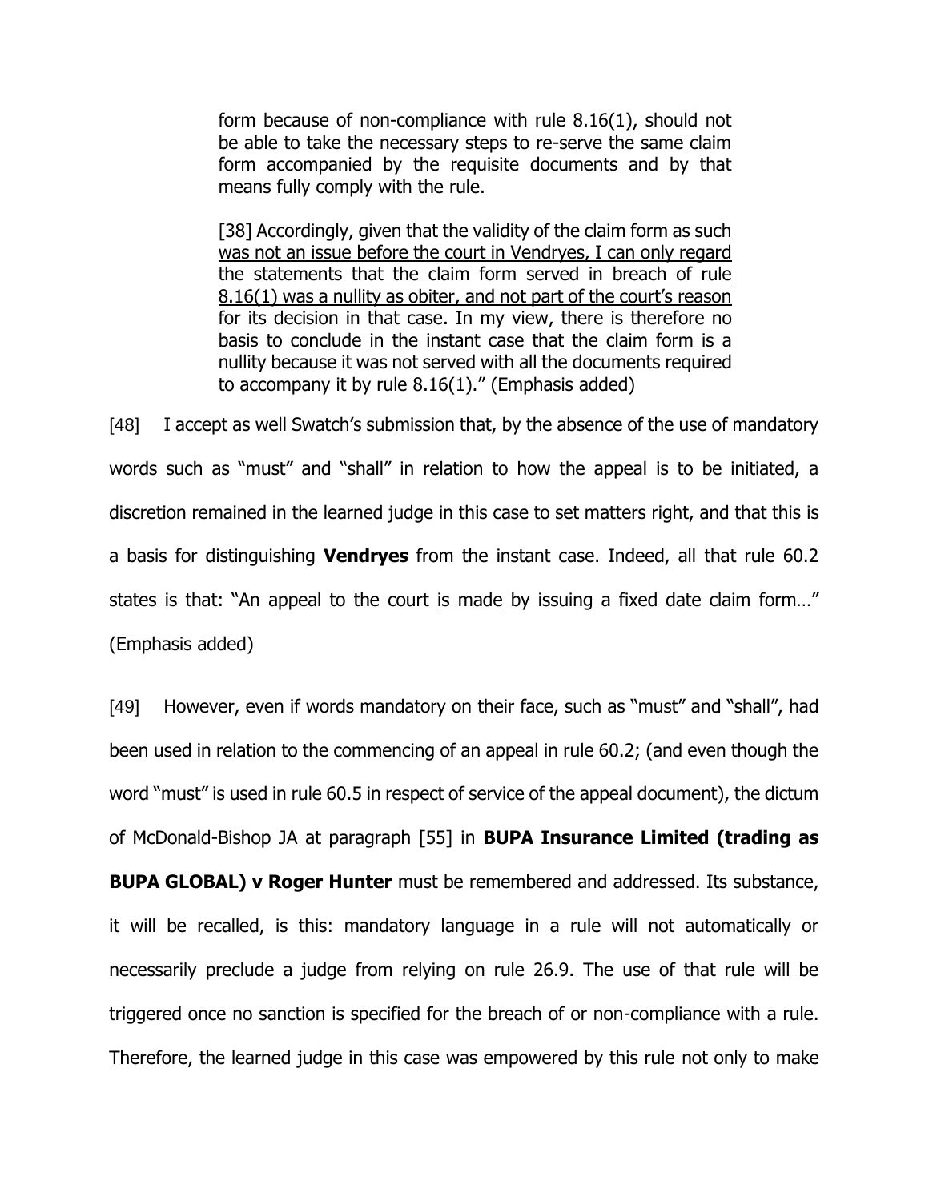> form because of non-compliance with rule 8.16(1), should not be able to take the necessary steps to re-serve the same claim form accompanied by the requisite documents and by that means fully comply with the rule.
>
> [38] Accordingly, <u>given that the validity of the claim form as such was not an issue before the court in Vendryes, I can only regard the statements that the claim form served in breach of rule 8.16(1) was a nullity as obiter, and not part of the court's reason for its decision in that case</u>. In my view, there is therefore no basis to conclude in the instant case that the claim form is a nullity because it was not served with all the documents required to accompany it by rule 8.16(1)." (Emphasis added)

[48] I accept as well Swatch's submission that, by the absence of the use of mandatory words such as "must" and "shall" in relation to how the appeal is to be initiated, a discretion remained in the learned judge in this case to set matters right, and that this is a basis for distinguishing **Vendryes** from the instant case. Indeed, all that rule 60.2 states is that: "An appeal to the court <u>is made</u> by issuing a fixed date claim form…" (Emphasis added)

[49] However, even if words mandatory on their face, such as "must" and "shall", had been used in relation to the commencing of an appeal in rule 60.2; (and even though the word "must" is used in rule 60.5 in respect of service of the appeal document), the dictum of McDonald-Bishop JA at paragraph [55] in **BUPA Insurance Limited (trading as BUPA GLOBAL) v Roger Hunter** must be remembered and addressed. Its substance, it will be recalled, is this: mandatory language in a rule will not automatically or necessarily preclude a judge from relying on rule 26.9. The use of that rule will be triggered once no sanction is specified for the breach of or non-compliance with a rule. Therefore, the learned judge in this case was empowered by this rule not only to make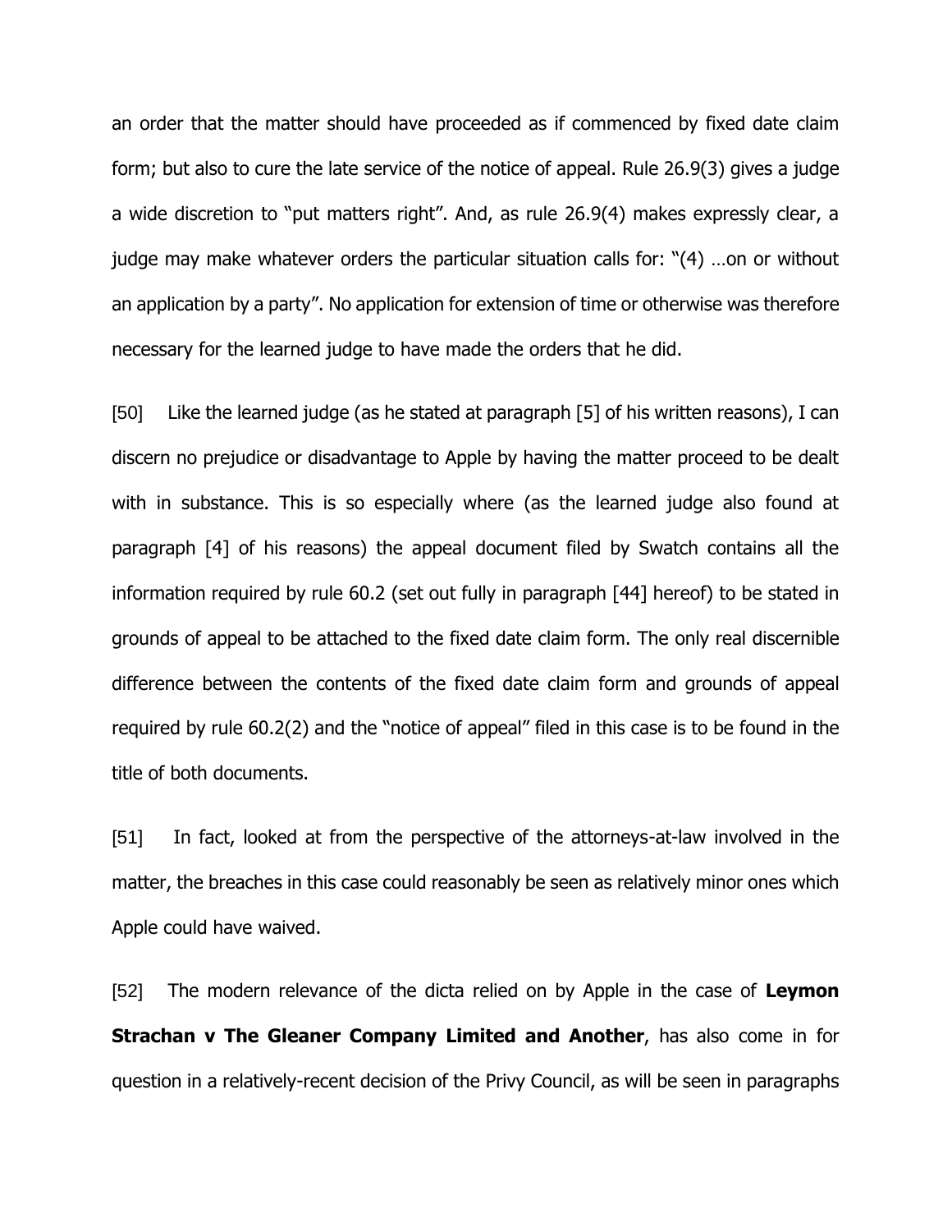an order that the matter should have proceeded as if commenced by fixed date claim form; but also to cure the late service of the notice of appeal. Rule 26.9(3) gives a judge a wide discretion to "put matters right". And, as rule 26.9(4) makes expressly clear, a judge may make whatever orders the particular situation calls for: "(4) …on or without an application by a party". No application for extension of time or otherwise was therefore necessary for the learned judge to have made the orders that he did.

[50] Like the learned judge (as he stated at paragraph [5] of his written reasons), I can discern no prejudice or disadvantage to Apple by having the matter proceed to be dealt with in substance. This is so especially where (as the learned judge also found at paragraph [4] of his reasons) the appeal document filed by Swatch contains all the information required by rule 60.2 (set out fully in paragraph [44] hereof) to be stated in grounds of appeal to be attached to the fixed date claim form. The only real discernible difference between the contents of the fixed date claim form and grounds of appeal required by rule 60.2(2) and the "notice of appeal" filed in this case is to be found in the title of both documents.

[51] In fact, looked at from the perspective of the attorneys-at-law involved in the matter, the breaches in this case could reasonably be seen as relatively minor ones which Apple could have waived.

[52] The modern relevance of the dicta relied on by Apple in the case of **Leymon Strachan v The Gleaner Company Limited and Another**, has also come in for question in a relatively-recent decision of the Privy Council, as will be seen in paragraphs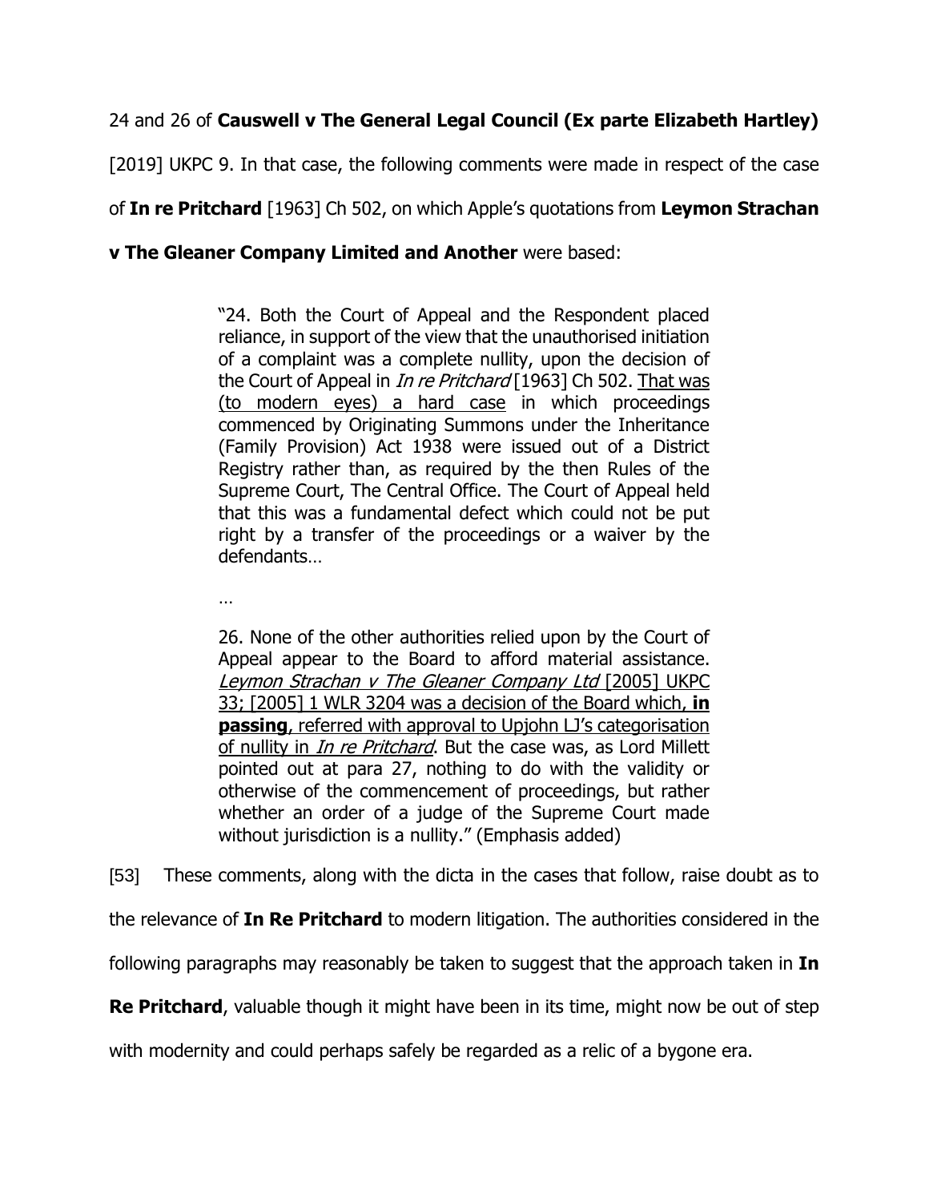24 and 26 of **Causwell v The General Legal Council (Ex parte Elizabeth Hartley)** [2019] UKPC 9. In that case, the following comments were made in respect of the case of **In re Pritchard** [1963] Ch 502, on which Apple's quotations from **Leymon Strachan v The Gleaner Company Limited and Another** were based:

> "24. Both the Court of Appeal and the Respondent placed reliance, in support of the view that the unauthorised initiation of a complaint was a complete nullity, upon the decision of the Court of Appeal in *In re Pritchard* [1963] Ch 502. <u>That was (to modern eyes) a hard case</u> in which proceedings commenced by Originating Summons under the Inheritance (Family Provision) Act 1938 were issued out of a District Registry rather than, as required by the then Rules of the Supreme Court, The Central Office. The Court of Appeal held that this was a fundamental defect which could not be put right by a transfer of the proceedings or a waiver by the defendants…
>
> …
>
> 26. None of the other authorities relied upon by the Court of Appeal appear to the Board to afford material assistance. <u>*Leymon Strachan v The Gleaner Company Ltd* [2005] UKPC 33; [2005] 1 WLR 3204 was a decision of the Board which, **in passing**, referred with approval to Upjohn LJ's categorisation of nullity in *In re Pritchard*</u>. But the case was, as Lord Millett pointed out at para 27, nothing to do with the validity or otherwise of the commencement of proceedings, but rather whether an order of a judge of the Supreme Court made without jurisdiction is a nullity." (Emphasis added)

[53] These comments, along with the dicta in the cases that follow, raise doubt as to the relevance of **In Re Pritchard** to modern litigation. The authorities considered in the following paragraphs may reasonably be taken to suggest that the approach taken in **In Re Pritchard**, valuable though it might have been in its time, might now be out of step with modernity and could perhaps safely be regarded as a relic of a bygone era.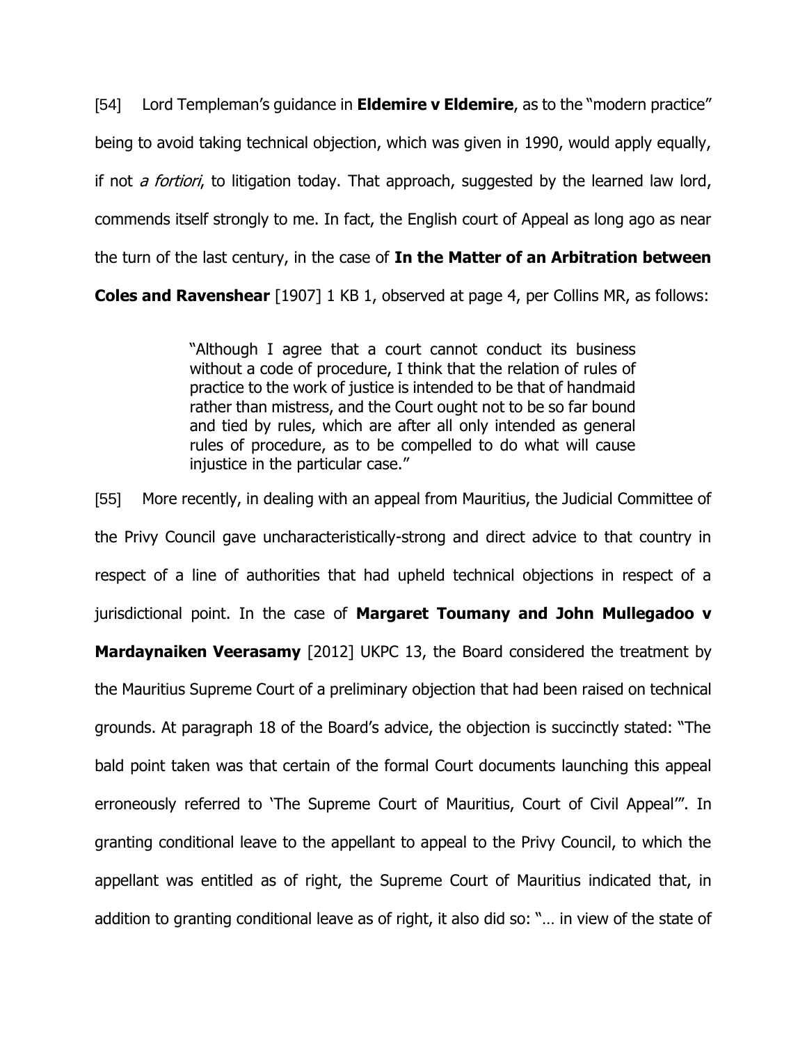[54] Lord Templeman's guidance in **Eldemire v Eldemire**, as to the "modern practice" being to avoid taking technical objection, which was given in 1990, would apply equally, if not *a fortiori*, to litigation today. That approach, suggested by the learned law lord, commends itself strongly to me. In fact, the English court of Appeal as long ago as near the turn of the last century, in the case of **In the Matter of an Arbitration between Coles and Ravenshear** [1907] 1 KB 1, observed at page 4, per Collins MR, as follows:

> "Although I agree that a court cannot conduct its business without a code of procedure, I think that the relation of rules of practice to the work of justice is intended to be that of handmaid rather than mistress, and the Court ought not to be so far bound and tied by rules, which are after all only intended as general rules of procedure, as to be compelled to do what will cause injustice in the particular case."

[55] More recently, in dealing with an appeal from Mauritius, the Judicial Committee of the Privy Council gave uncharacteristically-strong and direct advice to that country in respect of a line of authorities that had upheld technical objections in respect of a jurisdictional point. In the case of **Margaret Toumany and John Mullegadoo v Mardaynaiken Veerasamy** [2012] UKPC 13, the Board considered the treatment by the Mauritius Supreme Court of a preliminary objection that had been raised on technical grounds. At paragraph 18 of the Board's advice, the objection is succinctly stated: "The bald point taken was that certain of the formal Court documents launching this appeal erroneously referred to 'The Supreme Court of Mauritius, Court of Civil Appeal'". In granting conditional leave to the appellant to appeal to the Privy Council, to which the appellant was entitled as of right, the Supreme Court of Mauritius indicated that, in addition to granting conditional leave as of right, it also did so: "… in view of the state of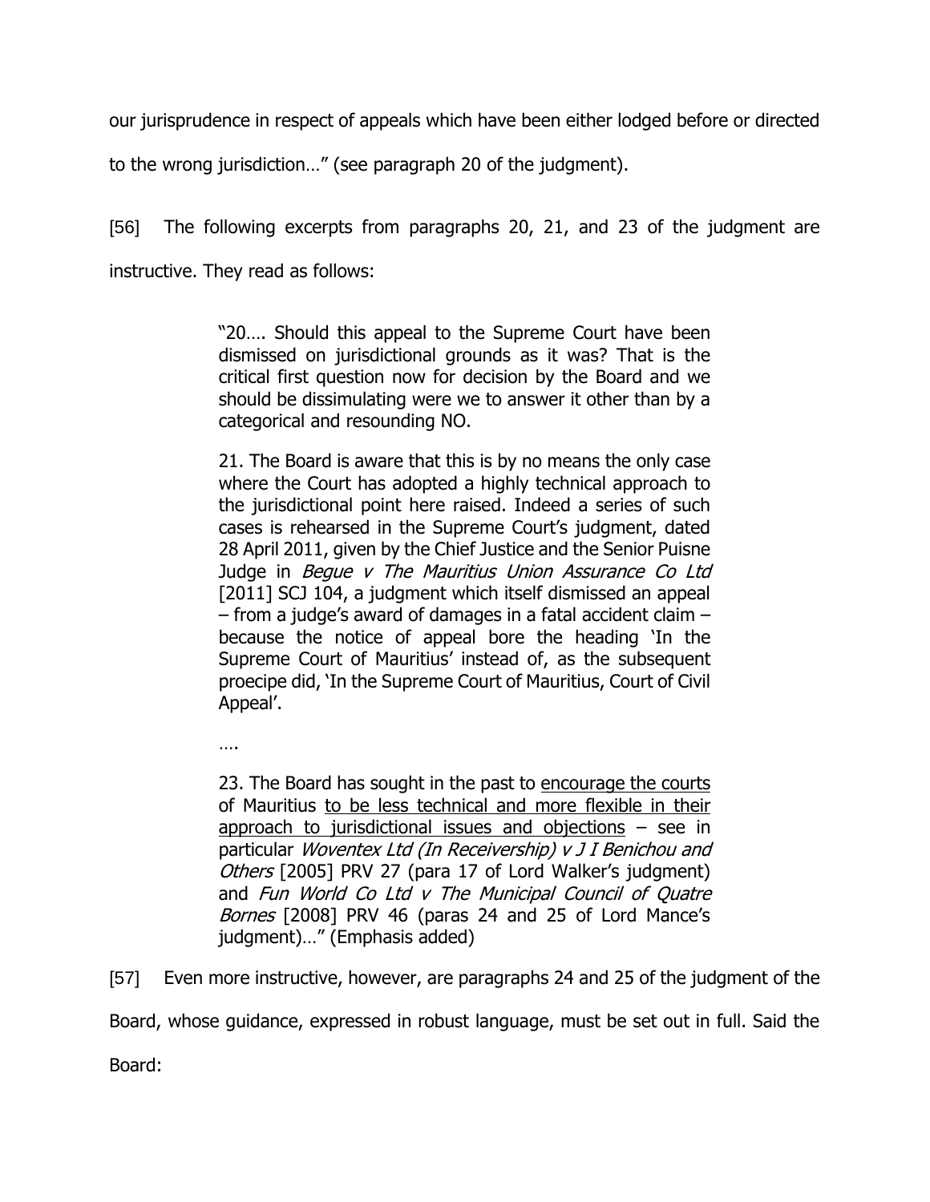our jurisprudence in respect of appeals which have been either lodged before or directed to the wrong jurisdiction…" (see paragraph 20 of the judgment).

[56] The following excerpts from paragraphs 20, 21, and 23 of the judgment are instructive. They read as follows:

> "20…. Should this appeal to the Supreme Court have been dismissed on jurisdictional grounds as it was? That is the critical first question now for decision by the Board and we should be dissimulating were we to answer it other than by a categorical and resounding NO.
>
> 21. The Board is aware that this is by no means the only case where the Court has adopted a highly technical approach to the jurisdictional point here raised. Indeed a series of such cases is rehearsed in the Supreme Court's judgment, dated 28 April 2011, given by the Chief Justice and the Senior Puisne Judge in *Begue v The Mauritius Union Assurance Co Ltd* [2011] SCJ 104, a judgment which itself dismissed an appeal – from a judge's award of damages in a fatal accident claim – because the notice of appeal bore the heading 'In the Supreme Court of Mauritius' instead of, as the subsequent proecipe did, 'In the Supreme Court of Mauritius, Court of Civil Appeal'.
>
> ….
>
> 23. The Board has sought in the past to <u>encourage the courts</u> of Mauritius <u>to be less technical and more flexible in their approach to jurisdictional issues and objections</u> – see in particular *Woventex Ltd (In Receivership) v J I Benichou and Others* [2005] PRV 27 (para 17 of Lord Walker's judgment) and *Fun World Co Ltd v The Municipal Council of Quatre Bornes* [2008] PRV 46 (paras 24 and 25 of Lord Mance's judgment)…" (Emphasis added)

[57] Even more instructive, however, are paragraphs 24 and 25 of the judgment of the Board, whose guidance, expressed in robust language, must be set out in full. Said the Board: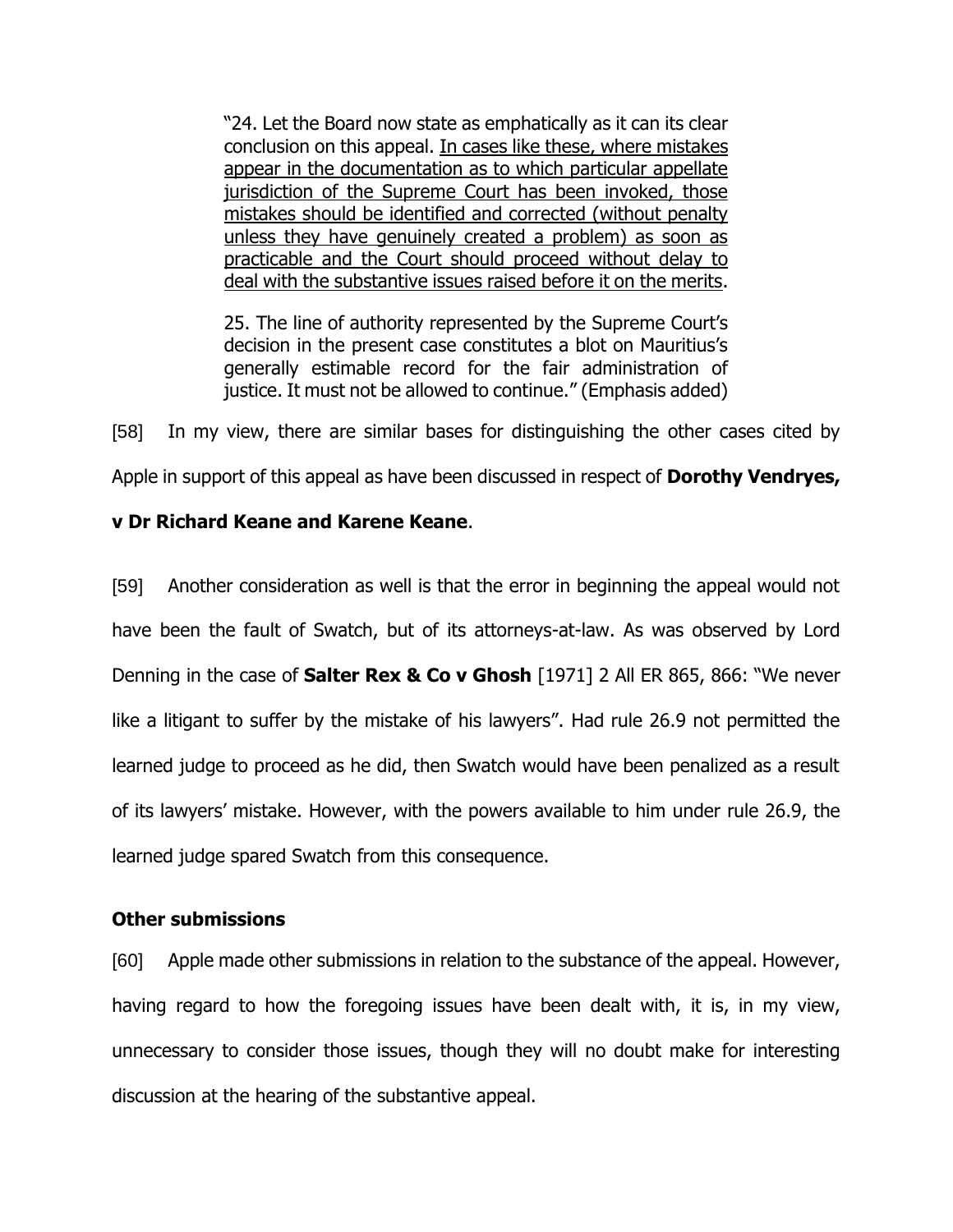> "24. Let the Board now state as emphatically as it can its clear conclusion on this appeal. <u>In cases like these, where mistakes appear in the documentation as to which particular appellate jurisdiction of the Supreme Court has been invoked, those mistakes should be identified and corrected (without penalty unless they have genuinely created a problem) as soon as practicable and the Court should proceed without delay to deal with the substantive issues raised before it on the merits</u>.
>
> 25. The line of authority represented by the Supreme Court's decision in the present case constitutes a blot on Mauritius's generally estimable record for the fair administration of justice. It must not be allowed to continue." (Emphasis added)

[58] In my view, there are similar bases for distinguishing the other cases cited by Apple in support of this appeal as have been discussed in respect of **Dorothy Vendryes, v Dr Richard Keane and Karene Keane**.

[59] Another consideration as well is that the error in beginning the appeal would not have been the fault of Swatch, but of its attorneys-at-law. As was observed by Lord Denning in the case of **Salter Rex & Co v Ghosh** [1971] 2 All ER 865, 866: "We never like a litigant to suffer by the mistake of his lawyers". Had rule 26.9 not permitted the learned judge to proceed as he did, then Swatch would have been penalized as a result of its lawyers' mistake. However, with the powers available to him under rule 26.9, the learned judge spared Swatch from this consequence.

**Other submissions**

[60] Apple made other submissions in relation to the substance of the appeal. However, having regard to how the foregoing issues have been dealt with, it is, in my view, unnecessary to consider those issues, though they will no doubt make for interesting discussion at the hearing of the substantive appeal.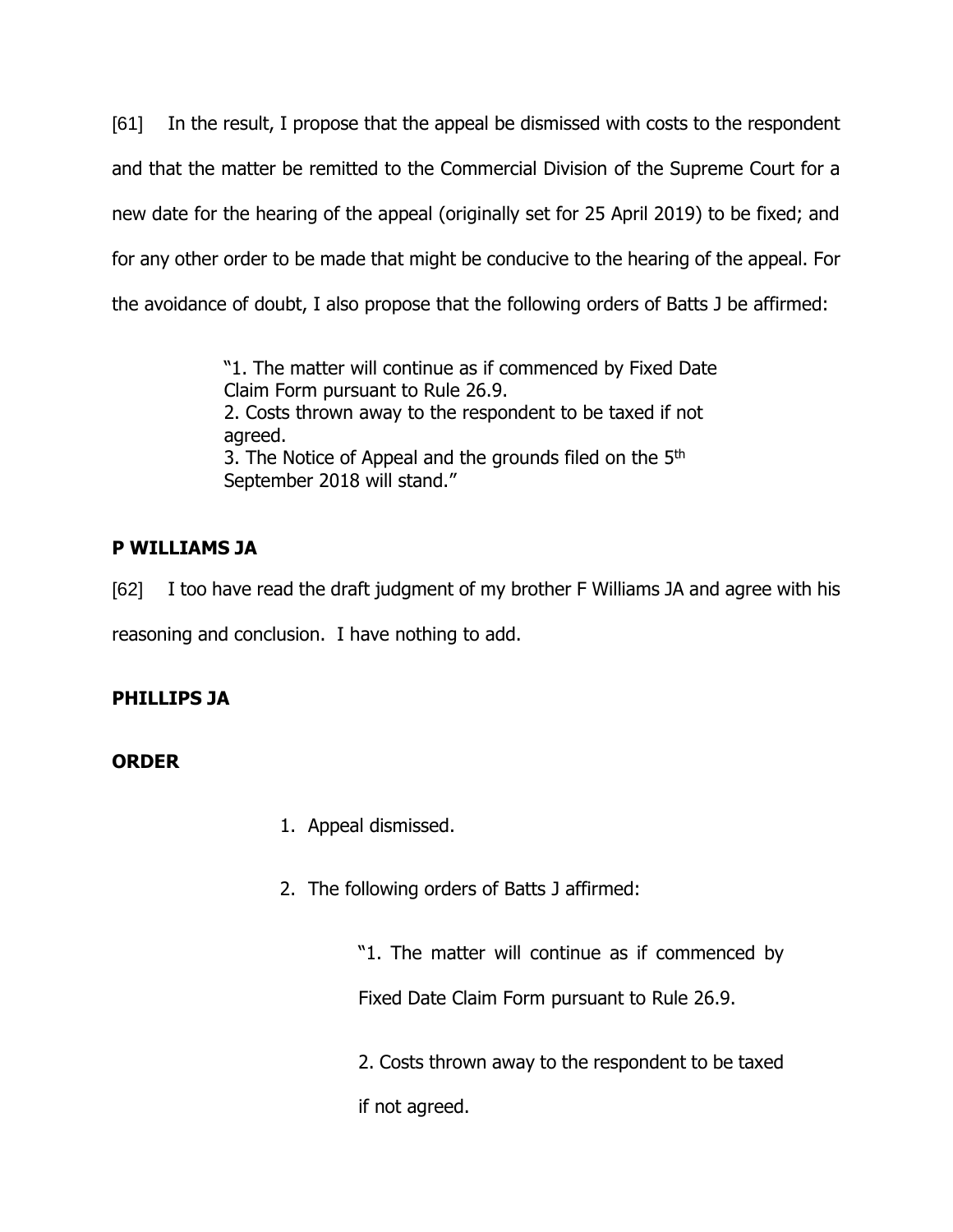[61] In the result, I propose that the appeal be dismissed with costs to the respondent and that the matter be remitted to the Commercial Division of the Supreme Court for a new date for the hearing of the appeal (originally set for 25 April 2019) to be fixed; and for any other order to be made that might be conducive to the hearing of the appeal. For the avoidance of doubt, I also propose that the following orders of Batts J be affirmed:

> "1. The matter will continue as if commenced by Fixed Date Claim Form pursuant to Rule 26.9.
> 2. Costs thrown away to the respondent to be taxed if not agreed.
> 3. The Notice of Appeal and the grounds filed on the 5th September 2018 will stand."

## P WILLIAMS JA

[62] I too have read the draft judgment of my brother F Williams JA and agree with his reasoning and conclusion. I have nothing to add.

## PHILLIPS JA

## ORDER

1. Appeal dismissed.

2. The following orders of Batts J affirmed:

   > "1. The matter will continue as if commenced by Fixed Date Claim Form pursuant to Rule 26.9.
   >
   > 2. Costs thrown away to the respondent to be taxed if not agreed.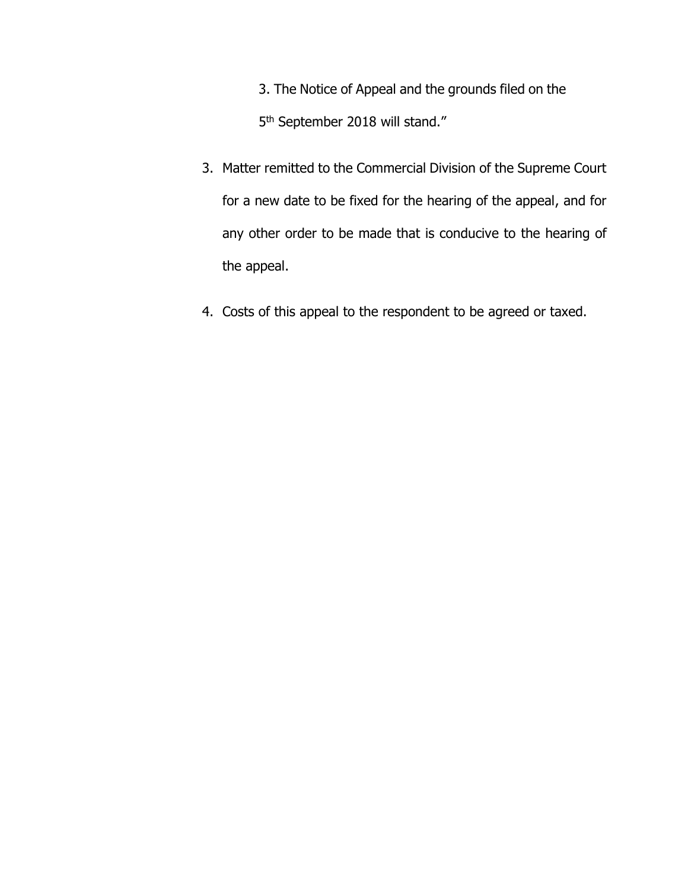3. The Notice of Appeal and the grounds filed on the 5th September 2018 will stand."

3. Matter remitted to the Commercial Division of the Supreme Court for a new date to be fixed for the hearing of the appeal, and for any other order to be made that is conducive to the hearing of the appeal.

4. Costs of this appeal to the respondent to be agreed or taxed.